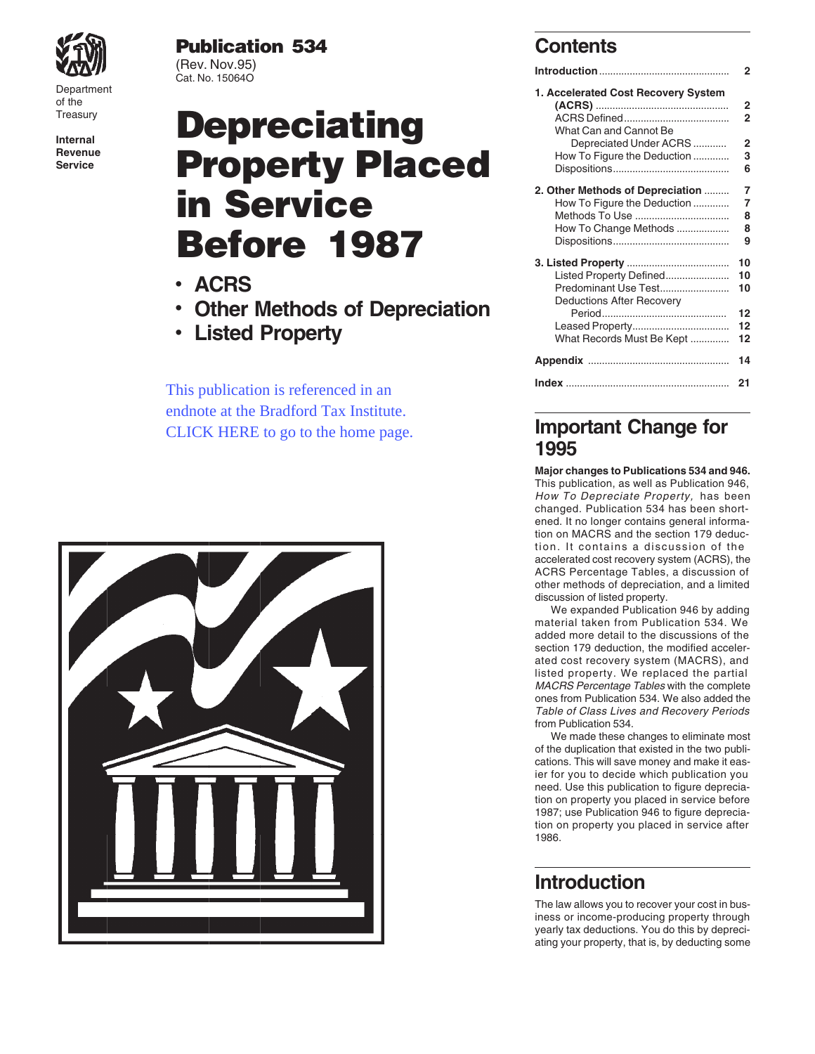Department of the Treasury

Internal Revenue Service

**Publication 534**
(Rev. Nov.95)
Cat. No. 15064O

# Depreciating Property Placed in Service Before 1987

- **ACRS**
- **Other Methods of Depreciation**
- **Listed Property**

This publication is referenced in an endnote at the Bradford Tax Institute. CLICK HERE to go to the home page.

## Contents

| | |
|---|---|
| **Introduction** | **2** |
| **1. Accelerated Cost Recovery System (ACRS)** | **2** |
| ACRS Defined | 2 |
| What Can and Cannot Be Depreciated Under ACRS | 2 |
| How To Figure the Deduction | 3 |
| Dispositions | 6 |
| **2. Other Methods of Depreciation** | **7** |
| How To Figure the Deduction | 7 |
| Methods To Use | 8 |
| How To Change Methods | 8 |
| Dispositions | 9 |
| **3. Listed Property** | **10** |
| Listed Property Defined | 10 |
| Predominant Use Test | 10 |
| Deductions After Recovery Period | 12 |
| Leased Property | 12 |
| What Records Must Be Kept | 12 |
| **Appendix** | **14** |
| **Index** | **21** |

## Important Change for 1995

**Major changes to Publications 534 and 946.** This publication, as well as Publication 946, *How To Depreciate Property,* has been changed. Publication 534 has been shortened. It no longer contains general information on MACRS and the section 179 deduction. It contains a discussion of the accelerated cost recovery system (ACRS), the ACRS Percentage Tables, a discussion of other methods of depreciation, and a limited discussion of listed property.

We expanded Publication 946 by adding material taken from Publication 534. We added more detail to the discussions of the section 179 deduction, the modified accelerated cost recovery system (MACRS), and listed property. We replaced the partial *MACRS Percentage Tables* with the complete ones from Publication 534. We also added the *Table of Class Lives and Recovery Periods* from Publication 534.

We made these changes to eliminate most of the duplication that existed in the two publications. This will save money and make it easier for you to decide which publication you need. Use this publication to figure depreciation on property you placed in service before 1987; use Publication 946 to figure depreciation on property you placed in service after 1986.

## Introduction

The law allows you to recover your cost in business or income-producing property through yearly tax deductions. You do this by depreciating your property, that is, by deducting some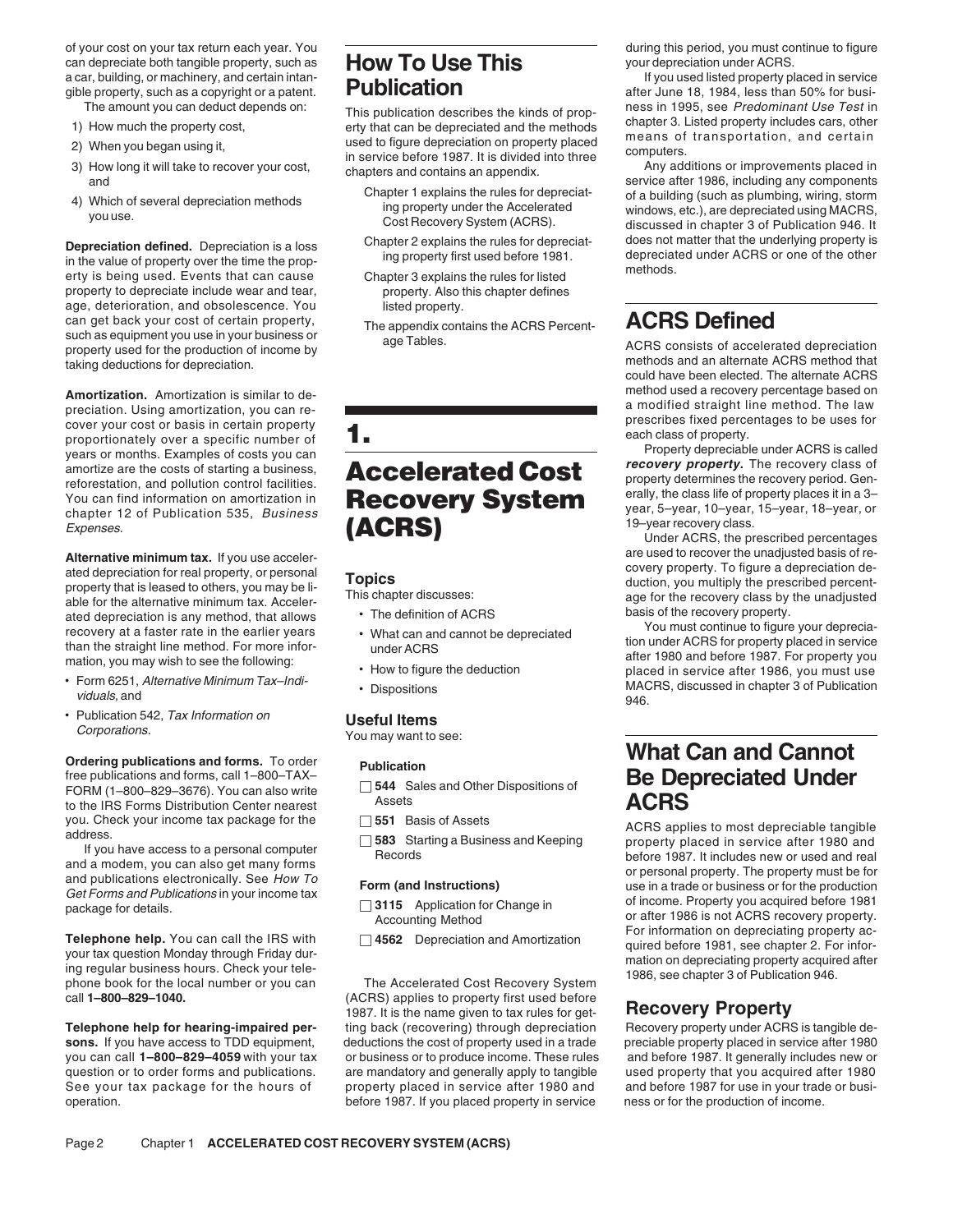of your cost on your tax return each year. You can depreciate both tangible property, such as a car, building, or machinery, and certain intangible property, such as a copyright or a patent.

The amount you can deduct depends on:

1) How much the property cost,
2) When you began using it,
3) How long it will take to recover your cost, and
4) Which of several depreciation methods you use.

**Depreciation defined.** Depreciation is a loss in the value of property over the time the property is being used. Events that can cause property to depreciate include wear and tear, age, deterioration, and obsolescence. You can get back your cost of certain property, such as equipment you use in your business or property used for the production of income by taking deductions for depreciation.

**Amortization.** Amortization is similar to depreciation. Using amortization, you can recover your cost or basis in certain property proportionately over a specific number of years or months. Examples of costs you can amortize are the costs of starting a business, reforestation, and pollution control facilities. You can find information on amortization in chapter 12 of Publication 535, *Business Expenses.*

**Alternative minimum tax.** If you use accelerated depreciation for real property, or personal property that is leased to others, you may be liable for the alternative minimum tax. Accelerated depreciation is any method, that allows recovery at a faster rate in the earlier years than the straight line method. For more information, you may wish to see the following:

- Form 6251, *Alternative Minimum Tax–Individuals,* and
- Publication 542, *Tax Information on Corporations.*

**Ordering publications and forms.** To order free publications and forms, call 1–800–TAX–FORM (1–800–829–3676). You can also write to the IRS Forms Distribution Center nearest you. Check your income tax package for the address.

If you have access to a personal computer and a modem, you can also get many forms and publications electronically. See *How To Get Forms and Publications* in your income tax package for details.

**Telephone help.** You can call the IRS with your tax question Monday through Friday during regular business hours. Check your telephone book for the local number or you can call **1–800–829–1040.**

**Telephone help for hearing-impaired persons.** If you have access to TDD equipment, you can call **1–800–829–4059** with your tax question or to order forms and publications. See your tax package for the hours of operation.

# How To Use This Publication

This publication describes the kinds of property that can be depreciated and the methods used to figure depreciation on property placed in service before 1987. It is divided into three chapters and contains an appendix.

Chapter 1 explains the rules for depreciating property under the Accelerated Cost Recovery System (ACRS).

Chapter 2 explains the rules for depreciating property first used before 1981.

Chapter 3 explains the rules for listed property. Also this chapter defines listed property.

The appendix contains the ACRS Percentage Tables.

# 1. Accelerated Cost Recovery System (ACRS)

## Topics

This chapter discusses:

- The definition of ACRS
- What can and cannot be depreciated under ACRS
- How to figure the deduction
- Dispositions

## Useful Items

You may want to see:

**Publication**

- ☐ **544** Sales and Other Dispositions of Assets
- ☐ **551** Basis of Assets
- ☐ **583** Starting a Business and Keeping Records

**Form (and Instructions)**

- ☐ **3115** Application for Change in Accounting Method
- ☐ **4562** Depreciation and Amortization

The Accelerated Cost Recovery System (ACRS) applies to property first used before 1987. It is the name given to tax rules for getting back (recovering) through depreciation deductions the cost of property used in a trade or business or to produce income. These rules are mandatory and generally apply to tangible property placed in service after 1980 and before 1987. If you placed property in service during this period, you must continue to figure your depreciation under ACRS.

If you used listed property placed in service after June 18, 1984, less than 50% for business in 1995, see *Predominant Use Test* in chapter 3. Listed property includes cars, other means of transportation, and certain computers.

Any additions or improvements placed in service after 1986, including any components of a building (such as plumbing, wiring, storm windows, etc.), are depreciated using MACRS, discussed in chapter 3 of Publication 946. It does not matter that the underlying property is depreciated under ACRS or one of the other methods.

## ACRS Defined

ACRS consists of accelerated depreciation methods and an alternate ACRS method that could have been elected. The alternate ACRS method used a recovery percentage based on a modified straight line method. The law prescribes fixed percentages to be uses for each class of property.

Property depreciable under ACRS is called ***recovery property.*** The recovery class of property determines the recovery period. Generally, the class life of property places it in a 3–year, 5–year, 10–year, 15–year, 18–year, or 19–year recovery class.

Under ACRS, the prescribed percentages are used to recover the unadjusted basis of recovery property. To figure a depreciation deduction, you multiply the prescribed percentage for the recovery class by the unadjusted basis of the recovery property.

You must continue to figure your depreciation under ACRS for property placed in service after 1980 and before 1987. For property you placed in service after 1986, you must use MACRS, discussed in chapter 3 of Publication 946.

## What Can and Cannot Be Depreciated Under ACRS

ACRS applies to most depreciable tangible property placed in service after 1980 and before 1987. It includes new or used and real or personal property. The property must be for use in a trade or business or for the production of income. Property you acquired before 1981 or after 1986 is not ACRS recovery property. For information on depreciating property acquired before 1981, see chapter 2. For information on depreciating property acquired after 1986, see chapter 3 of Publication 946.

### Recovery Property

Recovery property under ACRS is tangible depreciable property placed in service after 1980 and before 1987. It generally includes new or used property that you acquired after 1980 and before 1987 for use in your trade or business or for the production of income.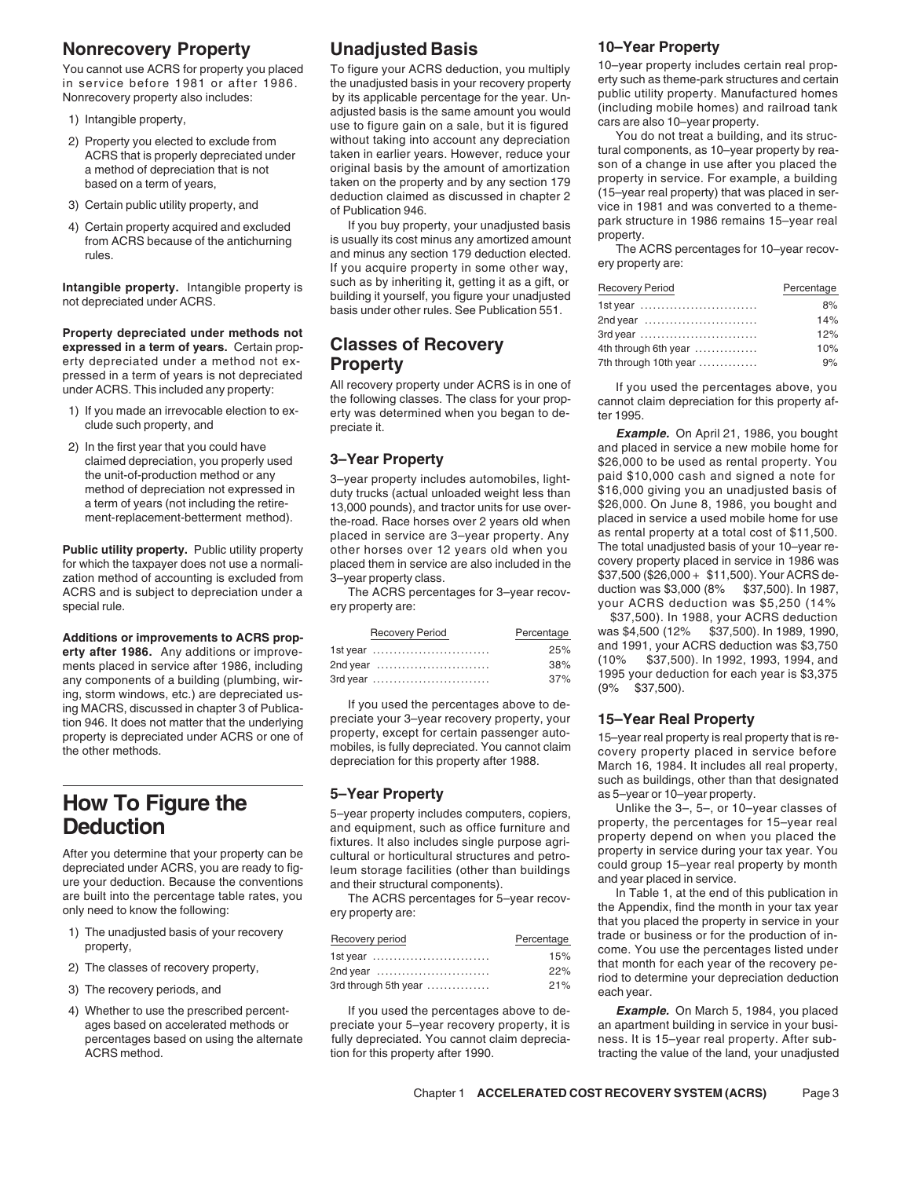## Nonrecovery Property

You cannot use ACRS for property you placed in service before 1981 or after 1986. Nonrecovery property also includes:

1) Intangible property,
2) Property you elected to exclude from ACRS that is properly depreciated under a method of depreciation that is not based on a term of years,
3) Certain public utility property, and
4) Certain property acquired and excluded from ACRS because of the antichurning rules.

**Intangible property.** Intangible property is not depreciated under ACRS.

**Property depreciated under methods not expressed in a term of years.** Certain property depreciated under a method not expressed in a term of years is not depreciated under ACRS. This included any property:

1) If you made an irrevocable election to exclude such property, and
2) In the first year that you could have claimed depreciation, you properly used the unit-of-production method or any method of depreciation not expressed in a term of years (not including the retirement-replacement-betterment method).

**Public utility property.** Public utility property for which the taxpayer does not use a normalization method of accounting is excluded from ACRS and is subject to depreciation under a special rule.

**Additions or improvements to ACRS property after 1986.** Any additions or improvements placed in service after 1986, including any components of a building (plumbing, wiring, storm windows, etc.) are depreciated using MACRS, discussed in chapter 3 of Publication 946. It does not matter that the underlying property is depreciated under ACRS or one of the other methods.

# How To Figure the Deduction

After you determine that your property can be depreciated under ACRS, you are ready to figure your deduction. Because the conventions are built into the percentage table rates, you only need to know the following:

1) The unadjusted basis of your recovery property,
2) The classes of recovery property,
3) The recovery periods, and
4) Whether to use the prescribed percentages based on accelerated methods or percentages based on using the alternate ACRS method.

## Unadjusted Basis

To figure your ACRS deduction, you multiply the unadjusted basis in your recovery property by its applicable percentage for the year. Unadjusted basis is the same amount you would use to figure gain on a sale, but it is figured without taking into account any depreciation taken in earlier years. However, reduce your original basis by the amount of amortization taken on the property and by any section 179 deduction claimed as discussed in chapter 2 of Publication 946.

If you buy property, your unadjusted basis is usually its cost minus any amortized amount and minus any section 179 deduction elected. If you acquire property in some other way, such as by inheriting it, getting it as a gift, or building it yourself, you figure your unadjusted basis under other rules. See Publication 551.

## Classes of Recovery Property

All recovery property under ACRS is in one of the following classes. The class for your property was determined when you began to depreciate it.

### 3–Year Property

3–year property includes automobiles, light-duty trucks (actual unloaded weight less than 13,000 pounds), and tractor units for use over-the-road. Race horses over 2 years old when placed in service are 3–year property. Any other horses over 12 years old when you placed them in service are also included in the 3–year property class.

The ACRS percentages for 3–year recovery property are:

| Recovery Period | Percentage |
|---|---|
| 1st year | 25% |
| 2nd year | 38% |
| 3rd year | 37% |

If you used the percentages above to depreciate your 3–year recovery property, your property, except for certain passenger automobiles, is fully depreciated. You cannot claim depreciation for this property after 1988.

### 5–Year Property

5–year property includes computers, copiers, and equipment, such as office furniture and fixtures. It also includes single purpose agricultural or horticultural structures and petroleum storage facilities (other than buildings and their structural components).

The ACRS percentages for 5–year recovery property are:

| Recovery period | Percentage |
|---|---|
| 1st year | 15% |
| 2nd year | 22% |
| 3rd through 5th year | 21% |

If you used the percentages above to depreciate your 5–year recovery property, it is fully depreciated. You cannot claim depreciation for this property after 1990.

### 10–Year Property

10–year property includes certain real property such as theme-park structures and certain public utility property. Manufactured homes (including mobile homes) and railroad tank cars are also 10–year property.

You do not treat a building, and its structural components, as 10–year property by reason of a change in use after you placed the property in service. For example, a building (15–year real property) that was placed in service in 1981 and was converted to a theme-park structure in 1986 remains 15–year real property.

The ACRS percentages for 10–year recovery property are:

| Recovery Period | Percentage |
|---|---|
| 1st year | 8% |
| 2nd year | 14% |
| 3rd year | 12% |
| 4th through 6th year | 10% |
| 7th through 10th year | 9% |

If you used the percentages above, you cannot claim depreciation for this property after 1995.

***Example.*** On April 21, 1986, you bought and placed in service a new mobile home for $26,000 to be used as rental property. You paid $10,000 cash and signed a note for $16,000 giving you an unadjusted basis of $26,000. On June 8, 1986, you bought and placed in service a used mobile home for use as rental property at a total cost of $11,500. The total unadjusted basis of your 10–year recovery property placed in service in 1986 was $37,500 ($26,000 + $11,500). Your ACRS deduction was $3,000 (8% $37,500). In 1987, your ACRS deduction was $5,250 (14% $37,500). In 1988, your ACRS deduction was $4,500 (12% $37,500). In 1989, 1990, and 1991, your ACRS deduction was $3,750 (10% $37,500). In 1992, 1993, 1994, and 1995 your deduction for each year is $3,375 (9% $37,500).

### 15–Year Real Property

15–year real property is real property that is recovery property placed in service before March 16, 1984. It includes all real property, such as buildings, other than that designated as 5–year or 10–year property.

Unlike the 3–, 5–, or 10–year classes of property, the percentages for 15–year real property depend on when you placed the property in service during your tax year. You could group 15–year real property by month and year placed in service.

In Table 1, at the end of this publication in the Appendix, find the month in your tax year that you placed the property in service in your trade or business or for the production of income. You use the percentages listed under that month for each year of the recovery period to determine your depreciation deduction each year.

***Example.*** On March 5, 1984, you placed an apartment building in service in your business. It is 15–year real property. After subtracting the value of the land, your unadjusted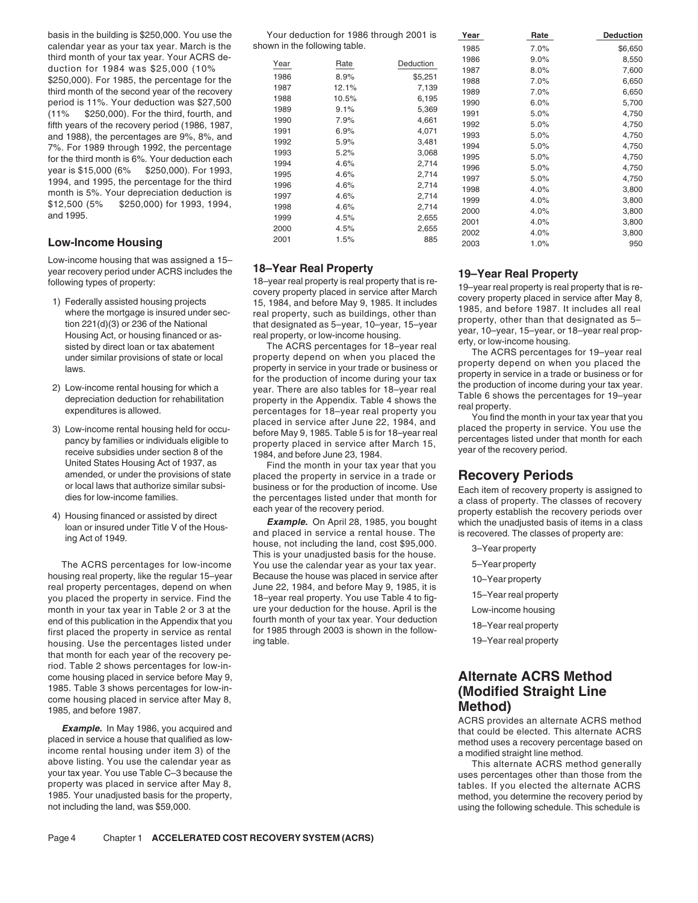basis in the building is $250,000. You use the calendar year as your tax year. March is the third month of your tax year. Your ACRS deduction for 1984 was $25,000 (10% $250,000). For 1985, the percentage for the third month of the second year of the recovery period is 11%. Your deduction was $27,500 (11% $250,000). For the third, fourth, and fifth years of the recovery period (1986, 1987, and 1988), the percentages are 9%, 8%, and 7%. For 1989 through 1992, the percentage for the third month is 6%. Your deduction each year is $15,000 (6% $250,000). For 1993, 1994, and 1995, the percentage for the third month is 5%. Your depreciation deduction is $12,500 (5% $250,000) for 1993, 1994, and 1995.

## Low-Income Housing

Low-income housing that was assigned a 15–year recovery period under ACRS includes the following types of property:

1) Federally assisted housing projects where the mortgage is insured under section 221(d)(3) or 236 of the National Housing Act, or housing financed or assisted by direct loan or tax abatement under similar provisions of state or local laws.
2) Low-income rental housing for which a depreciation deduction for rehabilitation expenditures is allowed.
3) Low-income rental housing held for occupancy by families or individuals eligible to receive subsidies under section 8 of the United States Housing Act of 1937, as amended, or under the provisions of state or local laws that authorize similar subsidies for low-income families.
4) Housing financed or assisted by direct loan or insured under Title V of the Housing Act of 1949.

The ACRS percentages for low-income housing real property, like the regular 15–year real property percentages, depend on when you placed the property in service. Find the month in your tax year in Table 2 or 3 at the end of this publication in the Appendix that you first placed the property in service as rental housing. Use the percentages listed under that month for each year of the recovery period. Table 2 shows percentages for low-income housing placed in service before May 9, 1985. Table 3 shows percentages for low-income housing placed in service after May 8, 1985, and before 1987.

***Example.*** In May 1986, you acquired and placed in service a house that qualified as low-income rental housing under item 3) of the above listing. You use the calendar year as your tax year. You use Table C–3 because the property was placed in service after May 8, 1985. Your unadjusted basis for the property, not including the land, was $59,000.

Your deduction for 1986 through 2001 is shown in the following table.

| Year | Rate | Deduction |
|---|---|---|
| 1986 | 8.9% | $5,251 |
| 1987 | 12.1% | 7,139 |
| 1988 | 10.5% | 6,195 |
| 1989 | 9.1% | 5,369 |
| 1990 | 7.9% | 4,661 |
| 1991 | 6.9% | 4,071 |
| 1992 | 5.9% | 3,481 |
| 1993 | 5.2% | 3,068 |
| 1994 | 4.6% | 2,714 |
| 1995 | 4.6% | 2,714 |
| 1996 | 4.6% | 2,714 |
| 1997 | 4.6% | 2,714 |
| 1998 | 4.6% | 2,714 |
| 1999 | 4.5% | 2,655 |
| 2000 | 4.5% | 2,655 |
| 2001 | 1.5% | 885 |

## 18–Year Real Property

18–year real property is real property that is recovery property placed in service after March 15, 1984, and before May 9, 1985. It includes real property, such as buildings, other than that designated as 5–year, 10–year, 15–year real property, or low-income housing.

The ACRS percentages for 18–year real property depend on when you placed the property in service in your trade or business or for the production of income during your tax year. There are also tables for 18–year real property in the Appendix. Table 4 shows the percentages for 18–year real property you placed in service after June 22, 1984, and before May 9, 1985. Table 5 is for 18–year real property placed in service after March 15, 1984, and before June 23, 1984.

Find the month in your tax year that you placed the property in service in a trade or business or for the production of income. Use the percentages listed under that month for each year of the recovery period.

***Example.*** On April 28, 1985, you bought and placed in service a rental house. The house, not including the land, cost $95,000. This is your unadjusted basis for the house. You use the calendar year as your tax year. Because the house was placed in service after June 22, 1984, and before May 9, 1985, it is 18–year real property. You use Table 4 to figure your deduction for the house. April is the fourth month of your tax year. Your deduction for 1985 through 2003 is shown in the following table.

| Year | Rate | Deduction |
|---|---|---|
| 1985 | 7.0% | $6,650 |
| 1986 | 9.0% | 8,550 |
| 1987 | 8.0% | 7,600 |
| 1988 | 7.0% | 6,650 |
| 1989 | 7.0% | 6,650 |
| 1990 | 6.0% | 5,700 |
| 1991 | 5.0% | 4,750 |
| 1992 | 5.0% | 4,750 |
| 1993 | 5.0% | 4,750 |
| 1994 | 5.0% | 4,750 |
| 1995 | 5.0% | 4,750 |
| 1996 | 5.0% | 4,750 |
| 1997 | 5.0% | 4,750 |
| 1998 | 4.0% | 3,800 |
| 1999 | 4.0% | 3,800 |
| 2000 | 4.0% | 3,800 |
| 2001 | 4.0% | 3,800 |
| 2002 | 4.0% | 3,800 |
| 2003 | 1.0% | 950 |

## 19–Year Real Property

19–year real property is real property that is recovery property placed in service after May 8, 1985, and before 1987. It includes all real property, other than that designated as 5–year, 10–year, 15–year, or 18–year real property, or low-income housing.

The ACRS percentages for 19–year real property depend on when you placed the property in service in a trade or business or for the production of income during your tax year. Table 6 shows the percentages for 19–year real property.

You find the month in your tax year that you placed the property in service. You use the percentages listed under that month for each year of the recovery period.

# Recovery Periods

Each item of recovery property is assigned to a class of property. The classes of recovery property establish the recovery periods over which the unadjusted basis of items in a class is recovered. The classes of property are:

- 3–Year property
- 5–Year property
- 10–Year property
- 15–Year real property
- Low-income housing
- 18–Year real property
- 19–Year real property

# Alternate ACRS Method (Modified Straight Line Method)

ACRS provides an alternate ACRS method that could be elected. This alternate ACRS method uses a recovery percentage based on a modified straight line method.

This alternate ACRS method generally uses percentages other than those from the tables. If you elected the alternate ACRS method, you determine the recovery period by using the following schedule. This schedule is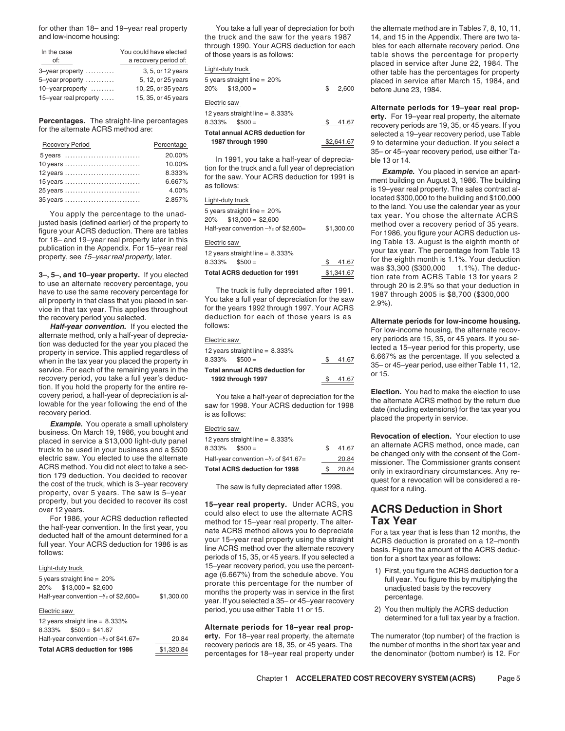for other than 18– and 19–year real property and low-income housing:

| In the case of: | You could have elected a recovery period of: |
|---|---|
| 3–year property .......... | 3, 5, or 12 years |
| 5–year property .......... | 5, 12, or 25 years |
| 10–year property ........ | 10, 25, or 35 years |
| 15–year real property .... | 15, 35, or 45 years |

**Percentages.** The straight-line percentages for the alternate ACRS method are:

| Recovery Period | Percentage |
|---|---|
| 5 years ............................ | 20.00% |
| 10 years ............................ | 10.00% |
| 12 years ............................ | 8.333% |
| 15 years ............................ | 6.667% |
| 25 years ............................ | 4.00% |
| 35 years ............................ | 2.857% |

You apply the percentage to the unadjusted basis (defined earlier) of the property to figure your ACRS deduction. There are tables for 18– and 19–year real property later in this publication in the Appendix. For 15–year real property, see *15–year real property,* later.

**3–, 5–, and 10–year property.** If you elected to use an alternate recovery percentage, you have to use the same recovery percentage for all property in that class that you placed in service in that tax year. This applies throughout the recovery period you selected.

***Half-year convention.*** If you elected the alternate method, only a half-year of depreciation was deducted for the year you placed the property in service. This applied regardless of when in the tax year you placed the property in service. For each of the remaining years in the recovery period, you take a full year's deduction. If you hold the property for the entire recovery period, a half-year of depreciation is allowable for the year following the end of the recovery period.

***Example.*** You operate a small upholstery business. On March 19, 1986, you bought and placed in service a $13,000 light-duty panel truck to be used in your business and a $500 electric saw. You elected to use the alternate ACRS method. You did not elect to take a section 179 deduction. You decided to recover the cost of the truck, which is 3–year recovery property, over 5 years. The saw is 5–year property, but you decided to recover its cost over 12 years.

For 1986, your ACRS deduction reflected the half-year convention. In the first year, you deducted half of the amount determined for a full year. Your ACRS deduction for 1986 is as follows:

| | |
|---|---|
| Light-duty truck | |
| 5 years straight line = 20% | |
| 20% $13,000 = $2,600 | |
| Half-year convention –½ of $2,600= | $1,300.00 |
| Electric saw | |
| 12 years straight line = 8.333% | |
| 8.333% $500 = $41.67 | |
| Half-year convention –½ of $41.67= | 20.84 |
| **Total ACRS deduction for 1986** | $1,320.84 |

You take a full year of depreciation for both the truck and the saw for the years 1987 through 1990. Your ACRS deduction for each of those years is as follows:

| | |
|---|---|
| Light-duty truck | |
| 5 years straight line = 20% | |
| 20% $13,000 = | $ 2,600 |
| Electric saw | |
| 12 years straight line = 8.333% | |
| 8.333% $500 = | $ 41.67 |
| **Total annual ACRS deduction for 1987 through 1990** | $2,641.67 |

In 1991, you take a half-year of depreciation for the truck and a full year of depreciation for the saw. Your ACRS deduction for 1991 is as follows:

| | |
|---|---|
| Light-duty truck | |
| 5 years straight line = 20% | |
| 20% $13,000 = $2,600 | |
| Half-year convention –½ of $2,600= | $1,300.00 |
| Electric saw | |
| 12 years straight line = 8.333% | |
| 8.333% $500 = | $ 41.67 |
| **Total ACRS deduction for 1991** | $1,341.67 |

The truck is fully depreciated after 1991. You take a full year of depreciation for the saw for the years 1992 through 1997. Your ACRS deduction for each of those years is as follows:

| | |
|---|---|
| Electric saw | |
| 12 years straight line = 8.333% | |
| 8.333% $500 = | $ 41.67 |
| **Total annual ACRS deduction for 1992 through 1997** | $ 41.67 |

You take a half-year of depreciation for the saw for 1998. Your ACRS deduction for 1998 is as follows:

| | |
|---|---|
| Electric saw | |
| 12 years straight line = 8.333% | |
| 8.333% $500 = | $ 41.67 |
| Half-year convention –½ of $41.67= | 20.84 |
| **Total ACRS deduction for 1998** | $ 20.84 |

The saw is fully depreciated after 1998.

**15–year real property.** Under ACRS, you could also elect to use the alternate ACRS method for 15–year real property. The alternate ACRS method allows you to depreciate your 15–year real property using the straight line ACRS method over the alternate recovery periods of 15, 35, or 45 years. If you selected a 15–year recovery period, you use the percentage (6.667%) from the schedule above. You prorate this percentage for the number of months the property was in service in the first year. If you selected a 35– or 45–year recovery period, you use either Table 11 or 15.

**Alternate periods for 18–year real property.** For 18–year real property, the alternate recovery periods are 18, 35, or 45 years. The percentages for 18–year real property under the alternate method are in Tables 7, 8, 10, 11, 14, and 15 in the Appendix. There are two tables for each alternate recovery period. One table shows the percentage for property placed in service after June 22, 1984. The other table has the percentages for property placed in service after March 15, 1984, and before June 23, 1984.

**Alternate periods for 19–year real property.** For 19–year real property, the alternate recovery periods are 19, 35, or 45 years. If you selected a 19–year recovery period, use Table 9 to determine your deduction. If you select a 35– or 45–year recovery period, use either Table 13 or 14.

***Example.*** You placed in service an apartment building on August 3, 1986. The building is 19–year real property. The sales contract allocated $300,000 to the building and $100,000 to the land. You use the calendar year as your tax year. You chose the alternate ACRS method over a recovery period of 35 years. For 1986, you figure your ACRS deduction using Table 13. August is the eighth month of your tax year. The percentage from Table 13 for the eighth month is 1.1%. Your deduction was $3,300 ($300,000 1.1%). The deduction rate from ACRS Table 13 for years 2 through 20 is 2.9% so that your deduction in 1987 through 2005 is $8,700 ($300,000 2.9%).

**Alternate periods for low-income housing.** For low-income housing, the alternate recovery periods are 15, 35, or 45 years. If you selected a 15–year period for this property, use 6.667% as the percentage. If you selected a 35– or 45–year period, use either Table 11, 12, or 15.

**Election.** You had to make the election to use the alternate ACRS method by the return due date (including extensions) for the tax year you placed the property in service.

**Revocation of election.** Your election to use an alternate ACRS method, once made, can be changed only with the consent of the Commissioner. The Commissioner grants consent only in extraordinary circumstances. Any request for a revocation will be considered a request for a ruling.

# ACRS Deduction in Short Tax Year

For a tax year that is less than 12 months, the ACRS deduction is prorated on a 12–month basis. Figure the amount of the ACRS deduction for a short tax year as follows:

1) First, you figure the ACRS deduction for a full year. You figure this by multiplying the unadjusted basis by the recovery percentage.

2) You then multiply the ACRS deduction determined for a full tax year by a fraction.

The numerator (top number) of the fraction is the number of months in the short tax year and the denominator (bottom number) is 12. For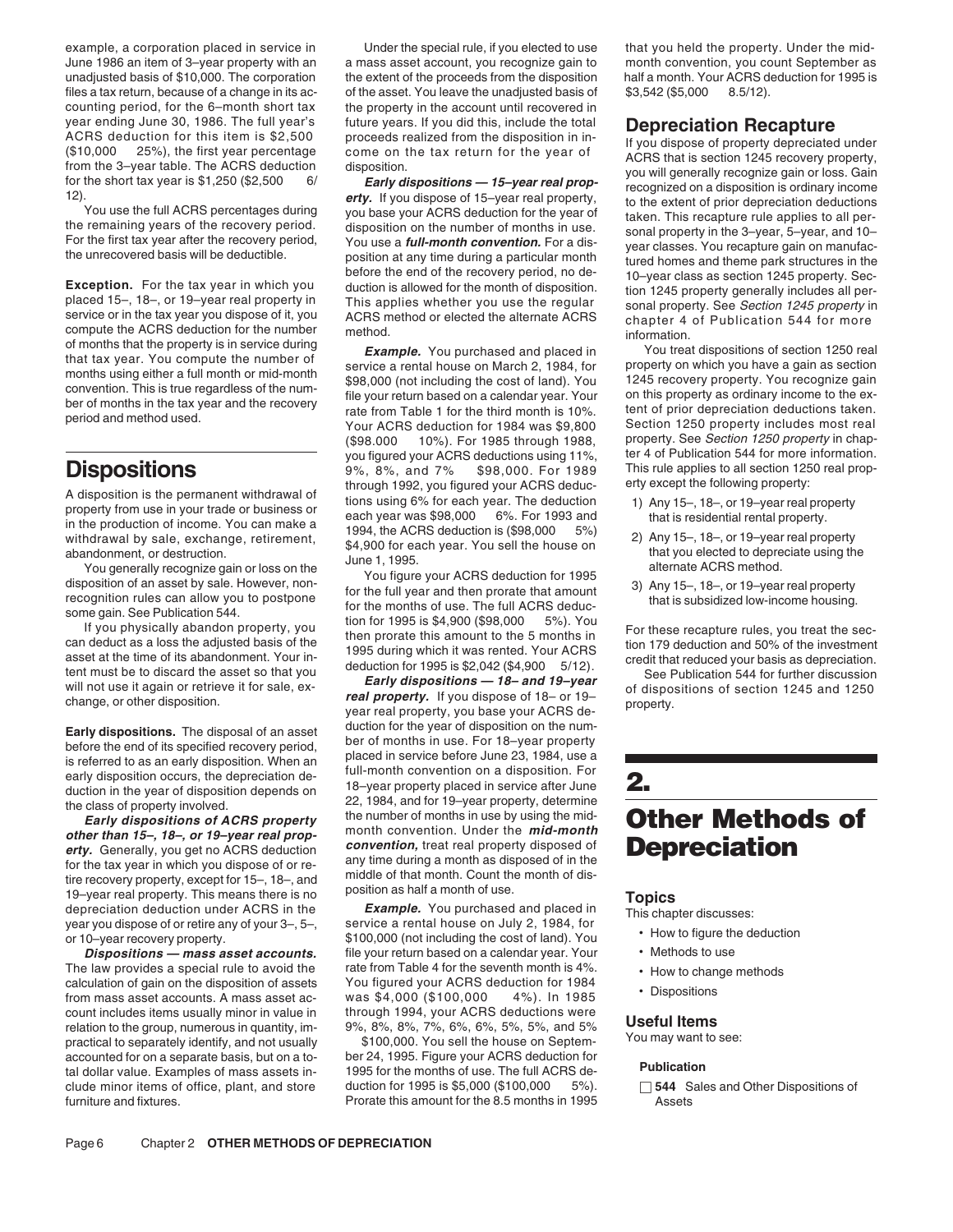example, a corporation placed in service in June 1986 an item of 3–year property with an unadjusted basis of $10,000. The corporation files a tax return, because of a change in its accounting period, for the 6–month short tax year ending June 30, 1986. The full year's ACRS deduction for this item is $2,500 ($10,000 × 25%), the first year percentage from the 3–year table. The ACRS deduction for the short tax year is $1,250 ($2,500 × 6/12).

You use the full ACRS percentages during the remaining years of the recovery period. For the first tax year after the recovery period, the unrecovered basis will be deductible.

**Exception.** For the tax year in which you placed 15–, 18–, or 19–year real property in service or in the tax year you dispose of it, you compute the ACRS deduction for the number of months that the property is in service during that tax year. You compute the number of months using either a full month or mid-month convention. This is true regardless of the number of months in the tax year and the recovery period and method used.

# Dispositions

A disposition is the permanent withdrawal of property from use in your trade or business or in the production of income. You can make a withdrawal by sale, exchange, retirement, abandonment, or destruction.

You generally recognize gain or loss on the disposition of an asset by sale. However, nonrecognition rules can allow you to postpone some gain. See Publication 544.

If you physically abandon property, you can deduct as a loss the adjusted basis of the asset at the time of its abandonment. Your intent must be to discard the asset so that you will not use it again or retrieve it for sale, exchange, or other disposition.

**Early dispositions.** The disposal of an asset before the end of its specified recovery period, is referred to as an early disposition. When an early disposition occurs, the depreciation deduction in the year of disposition depends on the class of property involved.

***Early dispositions of ACRS property other than 15–, 18–, or 19–year real property.*** Generally, you get no ACRS deduction for the tax year in which you dispose of or retire recovery property, except for 15–, 18–, and 19–year real property. This means there is no depreciation deduction under ACRS in the year you dispose of or retire any of your 3–, 5–, or 10–year recovery property.

***Dispositions — mass asset accounts.*** The law provides a special rule to avoid the calculation of gain on the disposition of assets from mass asset accounts. A mass asset account includes items usually minor in value in relation to the group, numerous in quantity, impractical to separately identify, and not usually accounted for on a separate basis, but on a total dollar value. Examples of mass assets include minor items of office, plant, and store furniture and fixtures.

Under the special rule, if you elected to use a mass asset account, you recognize gain to the extent of the proceeds from the disposition of the asset. You leave the unadjusted basis of the property in the account until recovered in future years. If you did this, include the total proceeds realized from the disposition in income on the tax return for the year of disposition.

***Early dispositions — 15–year real property.*** If you dispose of 15–year real property, you base your ACRS deduction for the year of disposition on the number of months in use. You use a ***full-month convention.*** For a disposition at any time during a particular month before the end of the recovery period, no deduction is allowed for the month of disposition. This applies whether you use the regular ACRS method or elected the alternate ACRS method.

***Example.*** You purchased and placed in service a rental house on March 2, 1984, for $98,000 (not including the cost of land). You file your return based on a calendar year. Your rate from Table 1 for the third month is 10%. Your ACRS deduction for 1984 was $9,800 ($98,000 × 10%). For 1985 through 1988, you figured your ACRS deductions using 11%, 9%, 8%, and 7% × $98,000. For 1989 through 1992, you figured your ACRS deductions using 6% for each year. The deduction each year was $98,000 × 6%. For 1993 and 1994, the ACRS deduction is ($98,000 × 5%) $4,900 for each year. You sell the house on June 1, 1995.

You figure your ACRS deduction for 1995 for the full year and then prorate that amount for the months of use. The full ACRS deduction for 1995 is $4,900 ($98,000 × 5%). You then prorate this amount to the 5 months in 1995 during which it was rented. Your ACRS deduction for 1995 is $2,042 ($4,900 × 5/12).

***Early dispositions — 18– and 19–year real property.*** If you dispose of 18– or 19–year real property, you base your ACRS deduction for the year of disposition on the number of months in use. For 18–year property placed in service before June 23, 1984, use a full-month convention on a disposition. For 18–year property placed in service after June 22, 1984, and for 19–year property, determine the number of months in use by using the mid-month convention. Under the ***mid-month convention,*** treat real property disposed of any time during a month as disposed of in the middle of that month. Count the month of disposition as half a month of use.

***Example.*** You purchased and placed in service a rental house on July 2, 1984, for $100,000 (not including the cost of land). You file your return based on a calendar year. Your rate from Table 4 for the seventh month is 4%. You figured your ACRS deduction for 1984 was $4,000 ($100,000 × 4%). In 1985 through 1994, your ACRS deductions were 9%, 8%, 8%, 7%, 6%, 6%, 5%, 5%, and 5% × $100,000. You sell the house on September 24, 1995. Figure your ACRS deduction for 1995 for the months of use. The full ACRS deduction for 1995 is $5,000 ($100,000 × 5%). Prorate this amount for the 8.5 months in 1995 that you held the property. Under the mid-month convention, you count September as half a month. Your ACRS deduction for 1995 is $3,542 ($5,000 × 8.5/12).

## Depreciation Recapture

If you dispose of property depreciated under ACRS that is section 1245 recovery property, you will generally recognize gain or loss. Gain recognized on a disposition is ordinary income to the extent of prior depreciation deductions taken. This recapture rule applies to all personal property in the 3–year, 5–year, and 10–year classes. You recapture gain on manufactured homes and theme park structures in the 10–year class as section 1245 property. Section 1245 property generally includes all personal property. See *Section 1245 property* in chapter 4 of Publication 544 for more information.

You treat dispositions of section 1250 real property on which you have a gain as section 1245 recovery property. You recognize gain on this property as ordinary income to the extent of prior depreciation deductions taken. Section 1250 property includes most real property. See *Section 1250 property* in chapter 4 of Publication 544 for more information. This rule applies to all section 1250 real property except the following property:

1) Any 15–, 18–, or 19–year real property that is residential rental property.
2) Any 15–, 18–, or 19–year real property that you elected to depreciate using the alternate ACRS method.
3) Any 15–, 18–, or 19–year real property that is subsidized low-income housing.

For these recapture rules, you treat the section 179 deduction and 50% of the investment credit that reduced your basis as depreciation.

See Publication 544 for further discussion of dispositions of section 1245 and 1250 property.

# 2. Other Methods of Depreciation

## Topics

This chapter discusses:

- How to figure the deduction
- Methods to use
- How to change methods
- Dispositions

## Useful Items

You may want to see:

**Publication**

- ☐ **544** Sales and Other Dispositions of Assets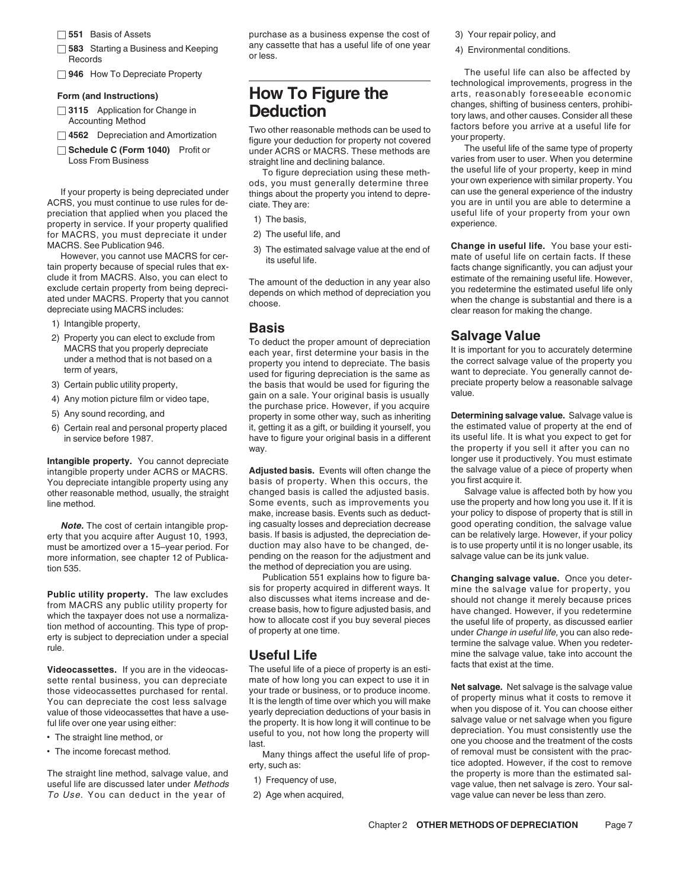- ☐ **551** Basis of Assets
- ☐ **583** Starting a Business and Keeping Records
- ☐ **946** How To Depreciate Property

**Form (and Instructions)**

- ☐ **3115** Application for Change in Accounting Method
- ☐ **4562** Depreciation and Amortization
- ☐ **Schedule C (Form 1040)** Profit or Loss From Business

If your property is being depreciated under ACRS, you must continue to use rules for depreciation that applied when you placed the property in service. If your property qualified for MACRS, you must depreciate it under MACRS. See Publication 946.

However, you cannot use MACRS for certain property because of special rules that exclude it from MACRS. Also, you can elect to exclude certain property from being depreciated under MACRS. Property that you cannot depreciate using MACRS includes:

1) Intangible property,
2) Property you can elect to exclude from MACRS that you properly depreciate under a method that is not based on a term of years,
3) Certain public utility property,
4) Any motion picture film or video tape,
5) Any sound recording, and
6) Certain real and personal property placed in service before 1987.

**Intangible property.** You cannot depreciate intangible property under ACRS or MACRS. You depreciate intangible property using any other reasonable method, usually, the straight line method.

***Note.*** The cost of certain intangible property that you acquire after August 10, 1993, must be amortized over a 15–year period. For more information, see chapter 12 of Publication 535.

**Public utility property.** The law excludes from MACRS any public utility property for which the taxpayer does not use a normalization method of accounting. This type of property is subject to depreciation under a special rule.

**Videocassettes.** If you are in the videocassette rental business, you can depreciate those videocassettes purchased for rental. You can depreciate the cost less salvage value of those videocassettes that have a useful life over one year using either:

- The straight line method, or
- The income forecast method.

The straight line method, salvage value, and useful life are discussed later under *Methods To Use*. You can deduct in the year of purchase as a business expense the cost of any cassette that has a useful life of one year or less.

# How To Figure the Deduction

Two other reasonable methods can be used to figure your deduction for property not covered under ACRS or MACRS. These methods are straight line and declining balance.

To figure depreciation using these methods, you must generally determine three things about the property you intend to depreciate. They are:

1) The basis,
2) The useful life, and
3) The estimated salvage value at the end of its useful life.

The amount of the deduction in any year also depends on which method of depreciation you choose.

## Basis

To deduct the proper amount of depreciation each year, first determine your basis in the property you intend to depreciate. The basis used for figuring depreciation is the same as the basis that would be used for figuring the gain on a sale. Your original basis is usually the purchase price. However, if you acquire property in some other way, such as inheriting it, getting it as a gift, or building it yourself, you have to figure your original basis in a different way.

**Adjusted basis.** Events will often change the basis of property. When this occurs, the changed basis is called the adjusted basis. Some events, such as improvements you make, increase basis. Events such as deducting casualty losses and depreciation decrease basis. If basis is adjusted, the depreciation deduction may also have to be changed, depending on the reason for the adjustment and the method of depreciation you are using.

Publication 551 explains how to figure basis for property acquired in different ways. It also discusses what items increase and decrease basis, how to figure adjusted basis, and how to allocate cost if you buy several pieces of property at one time.

## Useful Life

The useful life of a piece of property is an estimate of how long you can expect to use it in your trade or business, or to produce income. It is the length of time over which you will make yearly depreciation deductions of your basis in the property. It is how long it will continue to be useful to you, not how long the property will last.

Many things affect the useful life of property, such as:

1) Frequency of use,
2) Age when acquired,
3) Your repair policy, and
4) Environmental conditions.

The useful life can also be affected by technological improvements, progress in the arts, reasonably foreseeable economic changes, shifting of business centers, prohibitory laws, and other causes. Consider all these factors before you arrive at a useful life for your property.

The useful life of the same type of property varies from user to user. When you determine the useful life of your property, keep in mind your own experience with similar property. You can use the general experience of the industry you are in until you are able to determine a useful life of your property from your own experience.

**Change in useful life.** You base your estimate of useful life on certain facts. If these facts change significantly, you can adjust your estimate of the remaining useful life. However, you redetermine the estimated useful life only when the change is substantial and there is a clear reason for making the change.

## Salvage Value

It is important for you to accurately determine the correct salvage value of the property you want to depreciate. You generally cannot depreciate property below a reasonable salvage value.

**Determining salvage value.** Salvage value is the estimated value of property at the end of its useful life. It is what you expect to get for the property if you sell it after you can no longer use it productively. You must estimate the salvage value of a piece of property when you first acquire it.

Salvage value is affected both by how you use the property and how long you use it. If it is your policy to dispose of property that is still in good operating condition, the salvage value can be relatively large. However, if your policy is to use property until it is no longer usable, its salvage value can be its junk value.

**Changing salvage value.** Once you determine the salvage value for property, you should not change it merely because prices have changed. However, if you redetermine the useful life of property, as discussed earlier under *Change in useful life,* you can also redetermine the salvage value. When you redetermine the salvage value, take into account the facts that exist at the time.

**Net salvage.** Net salvage is the salvage value of property minus what it costs to remove it when you dispose of it. You can choose either salvage value or net salvage when you figure depreciation. You must consistently use the one you choose and the treatment of the costs of removal must be consistent with the practice adopted. However, if the cost to remove the property is more than the estimated salvage value, then net salvage is zero. Your salvage value can never be less than zero.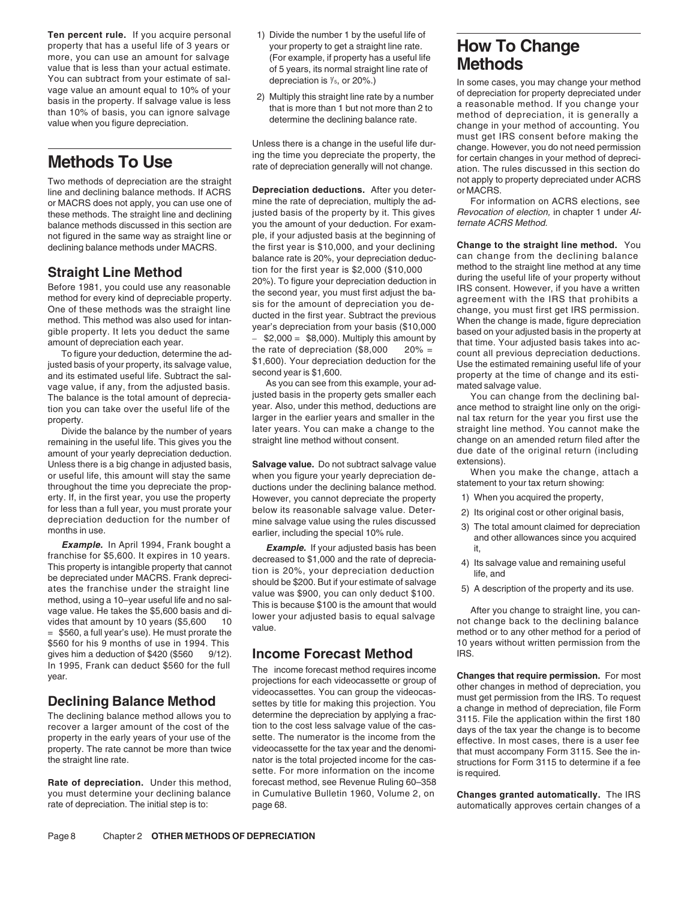**Ten percent rule.** If you acquire personal property that has a useful life of 3 years or more, you can use an amount for salvage value that is less than your actual estimate. You can subtract from your estimate of salvage value an amount equal to 10% of your basis in the property. If salvage value is less than 10% of basis, you can ignore salvage value when you figure depreciation.

# Methods To Use

Two methods of depreciation are the straight line and declining balance methods. If ACRS or MACRS does not apply, you can use one of these methods. The straight line and declining balance methods discussed in this section are not figured in the same way as straight line or declining balance methods under MACRS.

## Straight Line Method

Before 1981, you could use any reasonable method for every kind of depreciable property. One of these methods was the straight line method. This method was also used for intangible property. It lets you deduct the same amount of depreciation each year.

To figure your deduction, determine the adjusted basis of your property, its salvage value, and its estimated useful life. Subtract the salvage value, if any, from the adjusted basis. The balance is the total amount of depreciation you can take over the useful life of the property.

Divide the balance by the number of years remaining in the useful life. This gives you the amount of your yearly depreciation deduction. Unless there is a big change in adjusted basis, or useful life, this amount will stay the same throughout the time you depreciate the property. If, in the first year, you use the property for less than a full year, you must prorate your depreciation deduction for the number of months in use.

***Example.*** In April 1994, Frank bought a franchise for $5,600. It expires in 10 years. This property is intangible property that cannot be depreciated under MACRS. Frank depreciates the franchise under the straight line method, using a 10–year useful life and no salvage value. He takes the $5,600 basis and divides that amount by 10 years ($5,600 ÷ 10 = $560, a full year's use). He must prorate the $560 for his 9 months of use in 1994. This gives him a deduction of $420 ($560 × 9/12). In 1995, Frank can deduct $560 for the full year.

## Declining Balance Method

The declining balance method allows you to recover a larger amount of the cost of the property in the early years of your use of the property. The rate cannot be more than twice the straight line rate.

**Rate of depreciation.** Under this method, you must determine your declining balance rate of depreciation. The initial step is to:

1) Divide the number 1 by the useful life of your property to get a straight line rate. (For example, if property has a useful life of 5 years, its normal straight line rate of depreciation is 1/5, or 20%.)

2) Multiply this straight line rate by a number that is more than 1 but not more than 2 to determine the declining balance rate.

Unless there is a change in the useful life during the time you depreciate the property, the rate of depreciation generally will not change.

**Depreciation deductions.** After you determine the rate of depreciation, multiply the adjusted basis of the property by it. This gives you the amount of your deduction. For example, if your adjusted basis at the beginning of the first year is $10,000, and your declining balance rate is 20%, your depreciation deduction for the first year is $2,000 ($10,000 × 20%). To figure your depreciation deduction in the second year, you must first adjust the basis for the amount of depreciation you deducted in the first year. Subtract the previous year's depreciation from your basis ($10,000 − $2,000 = $8,000). Multiply this amount by the rate of depreciation ($8,000 × 20% = $1,600). Your depreciation deduction for the second year is $1,600.

As you can see from this example, your adjusted basis in the property gets smaller each year. Also, under this method, deductions are larger in the earlier years and smaller in the later years. You can make a change to the straight line method without consent.

**Salvage value.** Do not subtract salvage value when you figure your yearly depreciation deductions under the declining balance method. However, you cannot depreciate the property below its reasonable salvage value. Determine salvage value using the rules discussed earlier, including the special 10% rule.

***Example.*** If your adjusted basis has been decreased to $1,000 and the rate of depreciation is 20%, your depreciation deduction should be $200. But if your estimate of salvage value was $900, you can only deduct $100. This is because $100 is the amount that would lower your adjusted basis to equal salvage value.

## Income Forecast Method

The income forecast method requires income projections for each videocassette or group of videocassettes. You can group the videocassettes by title for making this projection. You determine the depreciation by applying a fraction to the cost less salvage value of the cassette. The numerator is the income from the videocassette for the tax year and the denominator is the total projected income for the cassette. For more information on the income forecast method, see Revenue Ruling 60–358 in Cumulative Bulletin 1960, Volume 2, on page 68.

# How To Change Methods

In some cases, you may change your method of depreciation for property depreciated under a reasonable method. If you change your method of depreciation, it is generally a change in your method of accounting. You must get IRS consent before making the change. However, you do not need permission for certain changes in your method of depreciation. The rules discussed in this section do not apply to property depreciated under ACRS or MACRS.

For information on ACRS elections, see *Revocation of election,* in chapter 1 under *Alternate ACRS Method.*

**Change to the straight line method.** You can change from the declining balance method to the straight line method at any time during the useful life of your property without IRS consent. However, if you have a written agreement with the IRS that prohibits a change, you must first get IRS permission. When the change is made, figure depreciation based on your adjusted basis in the property at that time. Your adjusted basis takes into account all previous depreciation deductions. Use the estimated remaining useful life of your property at the time of change and its estimated salvage value.

You can change from the declining balance method to straight line only on the original tax return for the year you first use the straight line method. You cannot make the change on an amended return filed after the due date of the original return (including extensions).

When you make the change, attach a statement to your tax return showing:

1) When you acquired the property,

2) Its original cost or other original basis,

3) The total amount claimed for depreciation and other allowances since you acquired it,

4) Its salvage value and remaining useful life, and

5) A description of the property and its use.

After you change to straight line, you cannot change back to the declining balance method or to any other method for a period of 10 years without written permission from the IRS.

**Changes that require permission.** For most other changes in method of depreciation, you must get permission from the IRS. To request a change in method of depreciation, file Form 3115. File the application within the first 180 days of the tax year the change is to become effective. In most cases, there is a user fee that must accompany Form 3115. See the instructions for Form 3115 to determine if a fee is required.

**Changes granted automatically.** The IRS automatically approves certain changes of a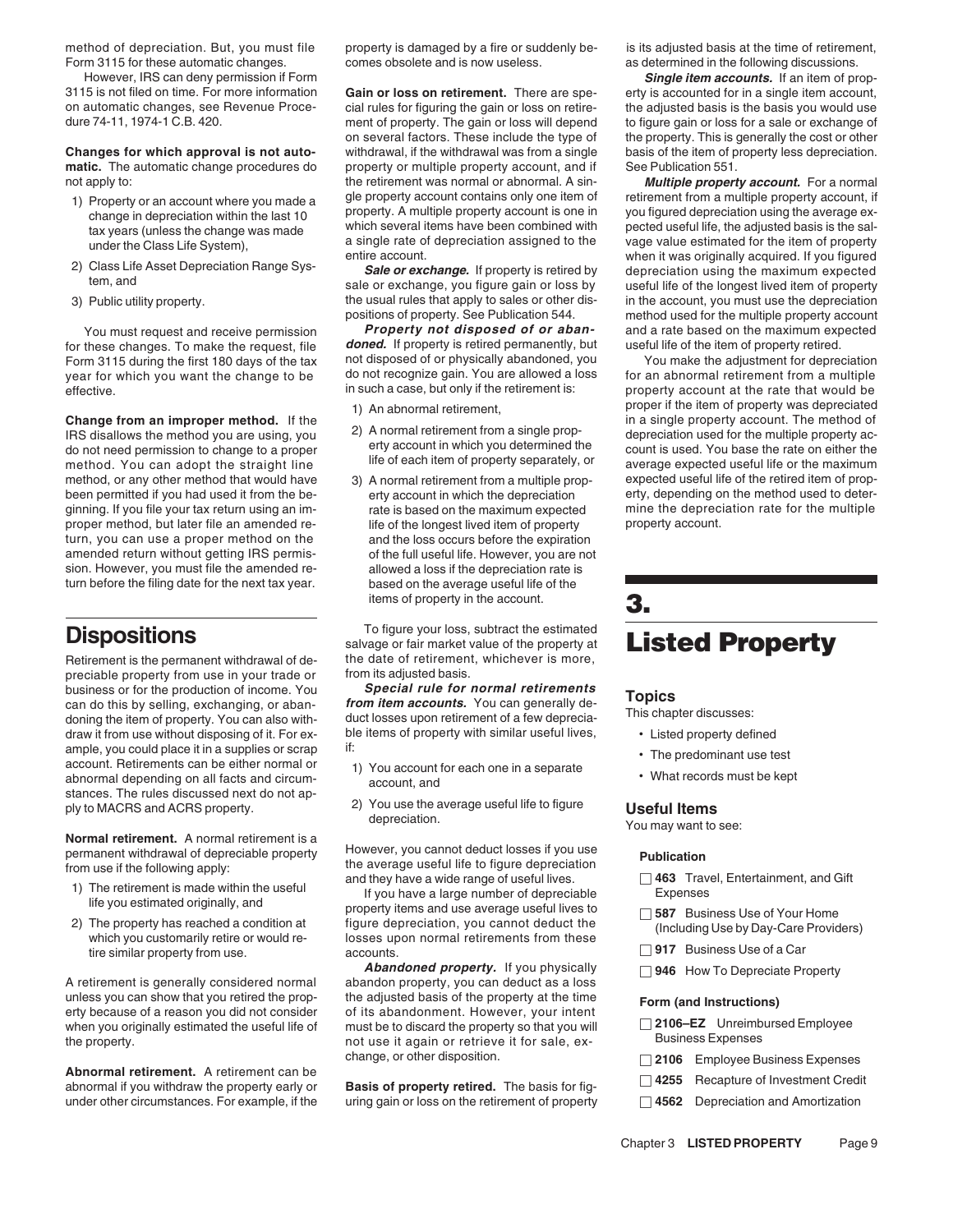method of depreciation. But, you must file Form 3115 for these automatic changes.

However, IRS can deny permission if Form 3115 is not filed on time. For more information on automatic changes, see Revenue Procedure 74-11, 1974-1 C.B. 420.

**Changes for which approval is not automatic.** The automatic change procedures do not apply to:

1) Property or an account where you made a change in depreciation within the last 10 tax years (unless the change was made under the Class Life System),
2) Class Life Asset Depreciation Range System, and
3) Public utility property.

You must request and receive permission for these changes. To make the request, file Form 3115 during the first 180 days of the tax year for which you want the change to be effective.

**Change from an improper method.** If the IRS disallows the method you are using, you do not need permission to change to a proper method. You can adopt the straight line method, or any other method that would have been permitted if you had used it from the beginning. If you file your tax return using an improper method, but later file an amended return, you can use a proper method on the amended return without getting IRS permission. However, you must file the amended return before the filing date for the next tax year.

## Dispositions

Retirement is the permanent withdrawal of depreciable property from use in your trade or business or for the production of income. You can do this by selling, exchanging, or abandoning the item of property. You can also withdraw it from use without disposing of it. For example, you could place it in a supplies or scrap account. Retirements can be either normal or abnormal depending on all facts and circumstances. The rules discussed next do not apply to MACRS and ACRS property.

**Normal retirement.** A normal retirement is a permanent withdrawal of depreciable property from use if the following apply:

1) The retirement is made within the useful life you estimated originally, and
2) The property has reached a condition at which you customarily retire or would retire similar property from use.

A retirement is generally considered normal unless you can show that you retired the property because of a reason you did not consider when you originally estimated the useful life of the property.

**Abnormal retirement.** A retirement can be abnormal if you withdraw the property early or under other circumstances. For example, if the property is damaged by a fire or suddenly becomes obsolete and is now useless.

**Gain or loss on retirement.** There are special rules for figuring the gain or loss on retirement of property. The gain or loss will depend on several factors. These include the type of withdrawal, if the withdrawal was from a single property or multiple property account, and if the retirement was normal or abnormal. A single property account contains only one item of property. A multiple property account is one in which several items have been combined with a single rate of depreciation assigned to the entire account.

***Sale or exchange.*** If property is retired by sale or exchange, you figure gain or loss by the usual rules that apply to sales or other dispositions of property. See Publication 544.

***Property not disposed of or abandoned.*** If property is retired permanently, but not disposed of or physically abandoned, you do not recognize gain. You are allowed a loss in such a case, but only if the retirement is:

1) An abnormal retirement,
2) A normal retirement from a single property account in which you determined the life of each item of property separately, or
3) A normal retirement from a multiple property account in which the depreciation rate is based on the maximum expected life of the longest lived item of property and the loss occurs before the expiration of the full useful life. However, you are not allowed a loss if the depreciation rate is based on the average useful life of the items of property in the account.

To figure your loss, subtract the estimated salvage or fair market value of the property at the date of retirement, whichever is more, from its adjusted basis.

***Special rule for normal retirements from item accounts.*** You can generally deduct losses upon retirement of a few depreciable items of property with similar useful lives, if:

1) You account for each one in a separate account, and
2) You use the average useful life to figure depreciation.

However, you cannot deduct losses if you use the average useful life to figure depreciation and they have a wide range of useful lives.

If you have a large number of depreciable property items and use average useful lives to figure depreciation, you cannot deduct the losses upon normal retirements from these accounts.

***Abandoned property.*** If you physically abandon property, you can deduct as a loss the adjusted basis of the property at the time of its abandonment. However, your intent must be to discard the property so that you will not use it again or retrieve it for sale, exchange, or other disposition.

**Basis of property retired.** The basis for figuring gain or loss on the retirement of property is its adjusted basis at the time of retirement, as determined in the following discussions.

***Single item accounts.*** If an item of property is accounted for in a single item account, the adjusted basis is the basis you would use to figure gain or loss for a sale or exchange of the property. This is generally the cost or other basis of the item of property less depreciation. See Publication 551.

***Multiple property account.*** For a normal retirement from a multiple property account, if you figured depreciation using the average expected useful life, the adjusted basis is the salvage value estimated for the item of property when it was originally acquired. If you figured depreciation using the maximum expected useful life of the longest lived item of property in the account, you must use the depreciation method used for the multiple property account and a rate based on the maximum expected useful life of the item of property retired.

You make the adjustment for depreciation for an abnormal retirement from a multiple property account at the rate that would be proper if the item of property was depreciated in a single property account. The method of depreciation used for the multiple property account is used. You base the rate on either the average expected useful life or the maximum expected useful life of the retired item of property, depending on the method used to determine the depreciation rate for the multiple property account.

# 3. Listed Property

## Topics

This chapter discusses:

- Listed property defined
- The predominant use test
- What records must be kept

## Useful Items

You may want to see:

**Publication**

- ☐ **463** Travel, Entertainment, and Gift Expenses
- ☐ **587** Business Use of Your Home (Including Use by Day-Care Providers)
- ☐ **917** Business Use of a Car
- ☐ **946** How To Depreciate Property

**Form (and Instructions)**

- ☐ **2106–EZ** Unreimbursed Employee Business Expenses
- ☐ **2106** Employee Business Expenses
- ☐ **4255** Recapture of Investment Credit
- ☐ **4562** Depreciation and Amortization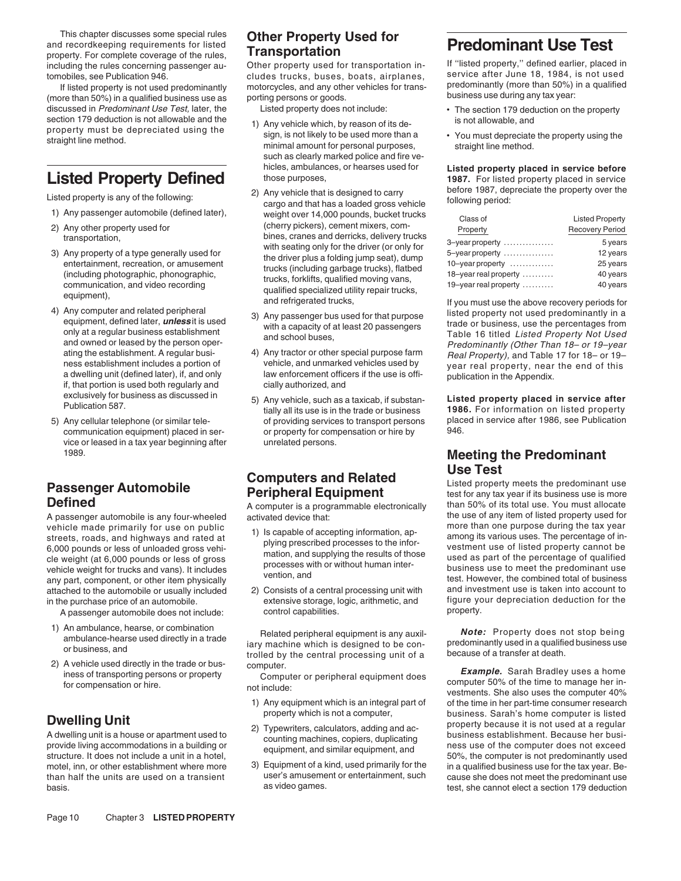This chapter discusses some special rules and recordkeeping requirements for listed property. For complete coverage of the rules, including the rules concerning passenger automobiles, see Publication 946.

If listed property is not used predominantly (more than 50%) in a qualified business use as discussed in *Predominant Use Test,* later, the section 179 deduction is not allowable and the property must be depreciated using the straight line method.

# Listed Property Defined

Listed property is any of the following:

1) Any passenger automobile (defined later),
2) Any other property used for transportation,
3) Any property of a type generally used for entertainment, recreation, or amusement (including photographic, phonographic, communication, and video recording equipment),
4) Any computer and related peripheral equipment, defined later, ***unless*** it is used only at a regular business establishment and owned or leased by the person operating the establishment. A regular business establishment includes a portion of a dwelling unit (defined later), if, and only if, that portion is used both regularly and exclusively for business as discussed in Publication 587.
5) Any cellular telephone (or similar telecommunication equipment) placed in service or leased in a tax year beginning after 1989.

## Passenger Automobile Defined

A passenger automobile is any four-wheeled vehicle made primarily for use on public streets, roads, and highways and rated at 6,000 pounds or less of unloaded gross vehicle weight (at 6,000 pounds or less of gross vehicle weight for trucks and vans). It includes any part, component, or other item physically attached to the automobile or usually included in the purchase price of an automobile.

A passenger automobile does not include:

1) An ambulance, hearse, or combination ambulance-hearse used directly in a trade or business, and
2) A vehicle used directly in the trade or business of transporting persons or property for compensation or hire.

## Dwelling Unit

A dwelling unit is a house or apartment used to provide living accommodations in a building or structure. It does not include a unit in a hotel, motel, inn, or other establishment where more than half the units are used on a transient basis.

## Other Property Used for Transportation

Other property used for transportation includes trucks, buses, boats, airplanes, motorcycles, and any other vehicles for transporting persons or goods.

Listed property does not include:

1) Any vehicle which, by reason of its design, is not likely to be used more than a minimal amount for personal purposes, such as clearly marked police and fire vehicles, ambulances, or hearses used for those purposes,
2) Any vehicle that is designed to carry cargo and that has a loaded gross vehicle weight over 14,000 pounds, bucket trucks (cherry pickers), cement mixers, combines, cranes and derricks, delivery trucks with seating only for the driver (or only for the driver plus a folding jump seat), dump trucks (including garbage trucks), flatbed trucks, forklifts, qualified moving vans, qualified specialized utility repair trucks, and refrigerated trucks,
3) Any passenger bus used for that purpose with a capacity of at least 20 passengers and school buses,
4) Any tractor or other special purpose farm vehicle, and unmarked vehicles used by law enforcement officers if the use is officially authorized, and
5) Any vehicle, such as a taxicab, if substantially all its use is in the trade or business of providing services to transport persons or property for compensation or hire by unrelated persons.

## Computers and Related Peripheral Equipment

A computer is a programmable electronically activated device that:

1) Is capable of accepting information, applying prescribed processes to the information, and supplying the results of those processes with or without human intervention, and
2) Consists of a central processing unit with extensive storage, logic, arithmetic, and control capabilities.

Related peripheral equipment is any auxiliary machine which is designed to be controlled by the central processing unit of a computer.

Computer or peripheral equipment does not include:

1) Any equipment which is an integral part of property which is not a computer,
2) Typewriters, calculators, adding and accounting machines, copiers, duplicating equipment, and similar equipment, and
3) Equipment of a kind, used primarily for the user's amusement or entertainment, such as video games.

# Predominant Use Test

If "listed property," defined earlier, placed in service after June 18, 1984, is not used predominantly (more than 50%) in a qualified business use during any tax year:

- The section 179 deduction on the property is not allowable, and
- You must depreciate the property using the straight line method.

**Listed property placed in service before 1987.** For listed property placed in service before 1987, depreciate the property over the following period:

| Class of Property | Listed Property Recovery Period |
|---|---|
| 3–year property | 5 years |
| 5–year property | 12 years |
| 10–year property | 25 years |
| 18–year real property | 40 years |
| 19–year real property | 40 years |

If you must use the above recovery periods for listed property not used predominantly in a trade or business, use the percentages from Table 16 titled *Listed Property Not Used Predominantly (Other Than 18– or 19–year Real Property),* and Table 17 for 18– or 19–year real property, near the end of this publication in the Appendix.

**Listed property placed in service after 1986.** For information on listed property placed in service after 1986, see Publication 946.

## Meeting the Predominant Use Test

Listed property meets the predominant use test for any tax year if its business use is more than 50% of its total use. You must allocate the use of any item of listed property used for more than one purpose during the tax year among its various uses. The percentage of investment use of listed property cannot be used as part of the percentage of qualified business use to meet the predominant use test. However, the combined total of business and investment use is taken into account to figure your depreciation deduction for the property.

***Note:*** Property does not stop being predominantly used in a qualified business use because of a transfer at death.

***Example.*** Sarah Bradley uses a home computer 50% of the time to manage her investments. She also uses the computer 40% of the time in her part-time consumer research business. Sarah's home computer is listed property because it is not used at a regular business establishment. Because her business use of the computer does not exceed 50%, the computer is not predominantly used in a qualified business use for the tax year. Because she does not meet the predominant use test, she cannot elect a section 179 deduction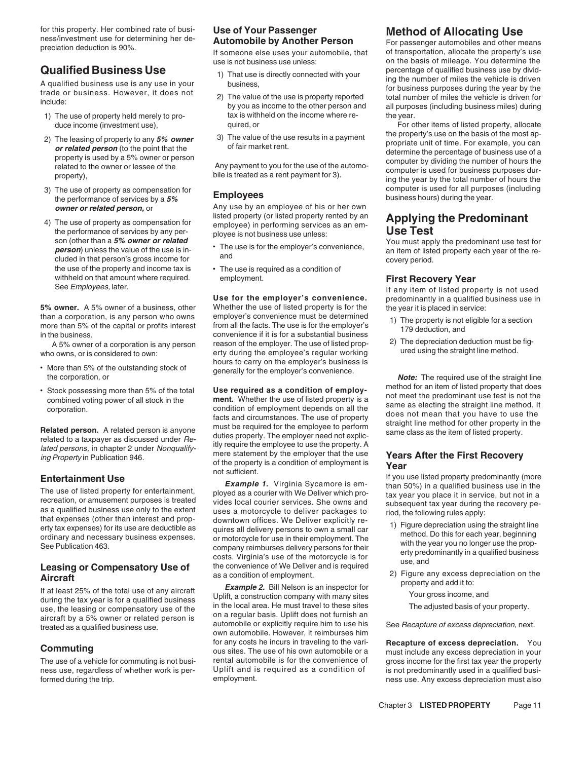for this property. Her combined rate of business/investment use for determining her depreciation deduction is 90%.

## Qualified Business Use

A qualified business use is any use in your trade or business. However, it does not include:

1) The use of property held merely to produce income (investment use),
2) The leasing of property to any ***5% owner or related person*** (to the point that the property is used by a 5% owner or person related to the owner or lessee of the property),
3) The use of property as compensation for the performance of services by a ***5% owner or related person,*** or
4) The use of property as compensation for the performance of services by any person (other than a ***5% owner or related person***) unless the value of the use is included in that person's gross income for the use of the property and income tax is withheld on that amount where required. See *Employees,* later.

**5% owner.** A 5% owner of a business, other than a corporation, is any person who owns more than 5% of the capital or profits interest in the business.

A 5% owner of a corporation is any person who owns, or is considered to own:

- More than 5% of the outstanding stock of the corporation, or
- Stock possessing more than 5% of the total combined voting power of all stock in the corporation.

**Related person.** A related person is anyone related to a taxpayer as discussed under *Related persons,* in chapter 2 under *Nonqualifying Property* in Publication 946.

### Entertainment Use

The use of listed property for entertainment, recreation, or amusement purposes is treated as a qualified business use only to the extent that expenses (other than interest and property tax expenses) for its use are deductible as ordinary and necessary business expenses. See Publication 463.

### Leasing or Compensatory Use of Aircraft

If at least 25% of the total use of any aircraft during the tax year is for a qualified business use, the leasing or compensatory use of the aircraft by a 5% owner or related person is treated as a qualified business use.

### Commuting

The use of a vehicle for commuting is not business use, regardless of whether work is performed during the trip.

### Use of Your Passenger Automobile by Another Person

If someone else uses your automobile, that use is not business use unless:

1) That use is directly connected with your business,
2) The value of the use is property reported by you as income to the other person and tax is withheld on the income where required, or
3) The value of the use results in a payment of fair market rent.

Any payment to you for the use of the automobile is treated as a rent payment for 3).

### Employees

Any use by an employee of his or her own listed property (or listed property rented by an employee) in performing services as an employee is not business use unless:

- The use is for the employer's convenience, and
- The use is required as a condition of employment.

**Use for the employer's convenience.** Whether the use of listed property is for the employer's convenience must be determined from all the facts. The use is for the employer's convenience if it is for a substantial business reason of the employer. The use of listed property during the employee's regular working hours to carry on the employer's business is generally for the employer's convenience.

**Use required as a condition of employment.** Whether the use of listed property is a condition of employment depends on all the facts and circumstances. The use of property must be required for the employee to perform duties properly. The employer need not explicitly require the employee to use the property. A mere statement by the employer that the use of the property is a condition of employment is not sufficient.

***Example 1.*** Virginia Sycamore is employed as a courier with We Deliver which provides local courier services. She owns and uses a motorcycle to deliver packages to downtown offices. We Deliver explicitly requires all delivery persons to own a small car or motorcycle for use in their employment. The company reimburses delivery persons for their costs. Virginia's use of the motorcycle is for the convenience of We Deliver and is required as a condition of employment.

***Example 2.*** Bill Nelson is an inspector for Uplift, a construction company with many sites in the local area. He must travel to these sites on a regular basis. Uplift does not furnish an automobile or explicitly require him to use his own automobile. However, it reimburses him for any costs he incurs in traveling to the various sites. The use of his own automobile or a rental automobile is for the convenience of Uplift and is required as a condition of employment.

## Method of Allocating Use

For passenger automobiles and other means of transportation, allocate the property's use on the basis of mileage. You determine the percentage of qualified business use by dividing the number of miles the vehicle is driven for business purposes during the year by the total number of miles the vehicle is driven for all purposes (including business miles) during the year.

For other items of listed property, allocate the property's use on the basis of the most appropriate unit of time. For example, you can determine the percentage of business use of a computer by dividing the number of hours the computer is used for business purposes during the year by the total number of hours the computer is used for all purposes (including business hours) during the year.

## Applying the Predominant Use Test

You must apply the predominant use test for an item of listed property each year of the recovery period.

### First Recovery Year

If any item of listed property is not used predominantly in a qualified business use in the year it is placed in service:

1) The property is not eligible for a section 179 deduction, and
2) The depreciation deduction must be figured using the straight line method.

***Note:*** The required use of the straight line method for an item of listed property that does not meet the predominant use test is not the same as electing the straight line method. It does not mean that you have to use the straight line method for other property in the same class as the item of listed property.

### Years After the First Recovery Year

If you use listed property predominantly (more than 50%) in a qualified business use in the tax year you place it in service, but not in a subsequent tax year during the recovery period, the following rules apply:

1) Figure depreciation using the straight line method. Do this for each year, beginning with the year you no longer use the property predominantly in a qualified business use, and
2) Figure any excess depreciation on the property and add it to:

   Your gross income, and

   The adjusted basis of your property.

See *Recapture of excess depreciation,* next.

**Recapture of excess depreciation.** You must include any excess depreciation in your gross income for the first tax year the property is not predominantly used in a qualified business use. Any excess depreciation must also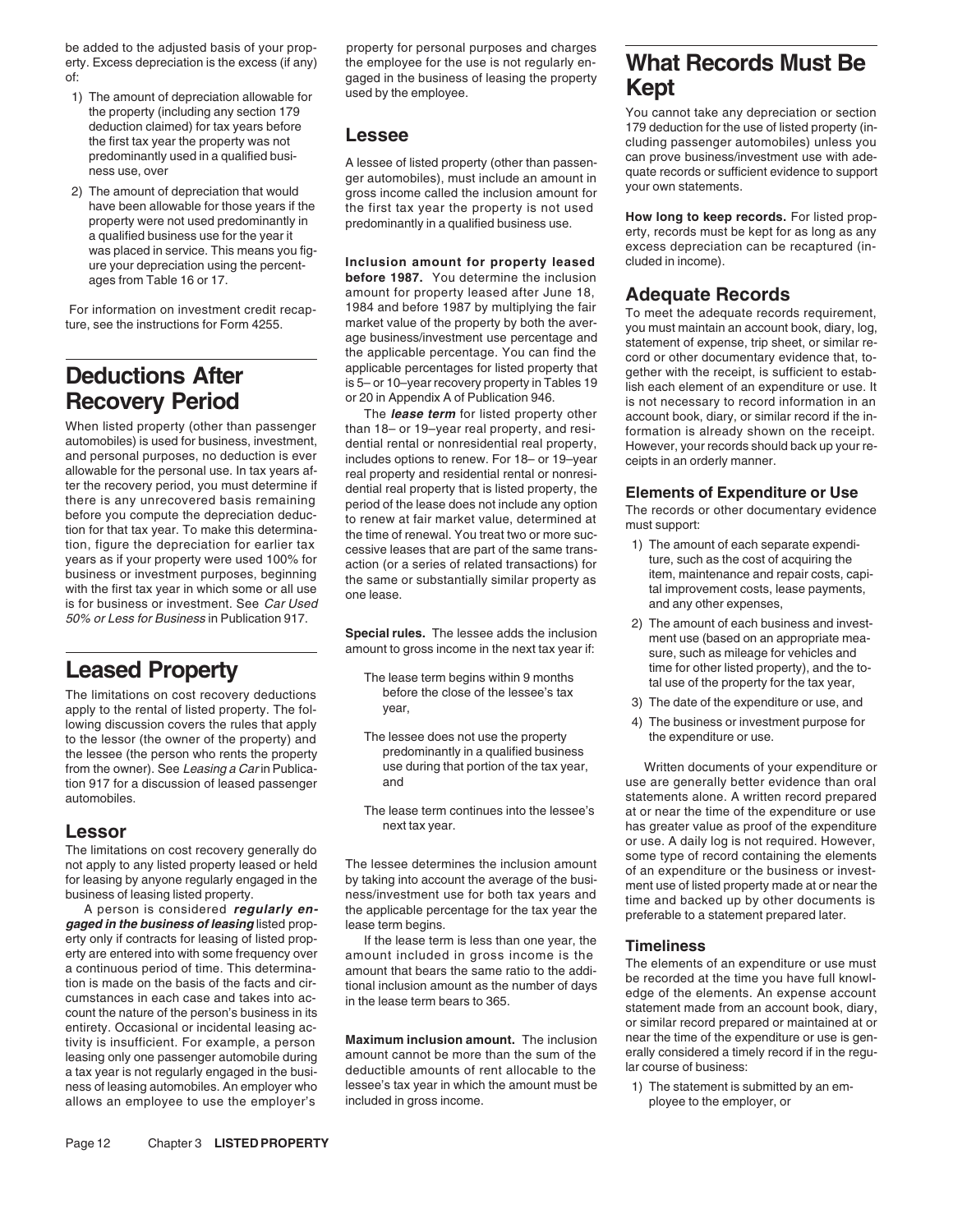be added to the adjusted basis of your property. Excess depreciation is the excess (if any) of:

1) The amount of depreciation allowable for the property (including any section 179 deduction claimed) for tax years before the first tax year the property was not predominantly used in a qualified business use, over
2) The amount of depreciation that would have been allowable for those years if the property were not used predominantly in a qualified business use for the year it was placed in service. This means you figure your depreciation using the percentages from Table 16 or 17.

For information on investment credit recapture, see the instructions for Form 4255.

# Deductions After Recovery Period

When listed property (other than passenger automobiles) is used for business, investment, and personal purposes, no deduction is ever allowable for the personal use. In tax years after the recovery period, you must determine if there is any unrecovered basis remaining before you compute the depreciation deduction for that tax year. To make this determination, figure the depreciation for earlier tax years as if your property were used 100% for business or investment purposes, beginning with the first tax year in which some or all use is for business or investment. See *Car Used 50% or Less for Business* in Publication 917.

# Leased Property

The limitations on cost recovery deductions apply to the rental of listed property. The following discussion covers the rules that apply to the lessor (the owner of the property) and the lessee (the person who rents the property from the owner). See *Leasing a Car* in Publication 917 for a discussion of leased passenger automobiles.

## Lessor

The limitations on cost recovery generally do not apply to any listed property leased or held for leasing by anyone regularly engaged in the business of leasing listed property.

A person is considered ***regularly engaged in the business of leasing*** listed property only if contracts for leasing of listed property are entered into with some frequency over a continuous period of time. This determination is made on the basis of the facts and circumstances in each case and takes into account the nature of the person's business in its entirety. Occasional or incidental leasing activity is insufficient. For example, a person leasing only one passenger automobile during a tax year is not regularly engaged in the business of leasing automobiles. An employer who allows an employee to use the employer's property for personal purposes and charges the employee for the use is not regularly engaged in the business of leasing the property used by the employee.

## Lessee

A lessee of listed property (other than passenger automobiles), must include an amount in gross income called the inclusion amount for the first tax year the property is not used predominantly in a qualified business use.

**Inclusion amount for property leased before 1987.** You determine the inclusion amount for property leased after June 18, 1984 and before 1987 by multiplying the fair market value of the property by both the average business/investment use percentage and the applicable percentage. You can find the applicable percentages for listed property that is 5– or 10–year recovery property in Tables 19 or 20 in Appendix A of Publication 946.

The ***lease term*** for listed property other than 18– or 19–year real property, and residential rental or nonresidential real property, includes options to renew. For 18– or 19–year real property and residential rental or nonresidential real property that is listed property, the period of the lease does not include any option to renew at fair market value, determined at the time of renewal. You treat two or more successive leases that are part of the same transaction (or a series of related transactions) for the same or substantially similar property as one lease.

**Special rules.** The lessee adds the inclusion amount to gross income in the next tax year if:

The lease term begins within 9 months before the close of the lessee's tax year,

The lessee does not use the property predominantly in a qualified business use during that portion of the tax year, and

The lease term continues into the lessee's next tax year.

The lessee determines the inclusion amount by taking into account the average of the business/investment use for both tax years and the applicable percentage for the tax year the lease term begins.

If the lease term is less than one year, the amount included in gross income is the amount that bears the same ratio to the additional inclusion amount as the number of days in the lease term bears to 365.

**Maximum inclusion amount.** The inclusion amount cannot be more than the sum of the deductible amounts of rent allocable to the lessee's tax year in which the amount must be included in gross income.

# What Records Must Be Kept

You cannot take any depreciation or section 179 deduction for the use of listed property (including passenger automobiles) unless you can prove business/investment use with adequate records or sufficient evidence to support your own statements.

**How long to keep records.** For listed property, records must be kept for as long as any excess depreciation can be recaptured (included in income).

## Adequate Records

To meet the adequate records requirement, you must maintain an account book, diary, log, statement of expense, trip sheet, or similar record or other documentary evidence that, together with the receipt, is sufficient to establish each element of an expenditure or use. It is not necessary to record information in an account book, diary, or similar record if the information is already shown on the receipt. However, your records should back up your receipts in an orderly manner.

### Elements of Expenditure or Use

The records or other documentary evidence must support:

1) The amount of each separate expenditure, such as the cost of acquiring the item, maintenance and repair costs, capital improvement costs, lease payments, and any other expenses,
2) The amount of each business and investment use (based on an appropriate measure, such as mileage for vehicles and time for other listed property), and the total use of the property for the tax year,
3) The date of the expenditure or use, and
4) The business or investment purpose for the expenditure or use.

Written documents of your expenditure or use are generally better evidence than oral statements alone. A written record prepared at or near the time of the expenditure or use has greater value as proof of the expenditure or use. A daily log is not required. However, some type of record containing the elements of an expenditure or the business or investment use of listed property made at or near the time and backed up by other documents is preferable to a statement prepared later.

### Timeliness

The elements of an expenditure or use must be recorded at the time you have full knowledge of the elements. An expense account statement made from an account book, diary, or similar record prepared or maintained at or near the time of the expenditure or use is generally considered a timely record if in the regular course of business:

1) The statement is submitted by an employee to the employer, or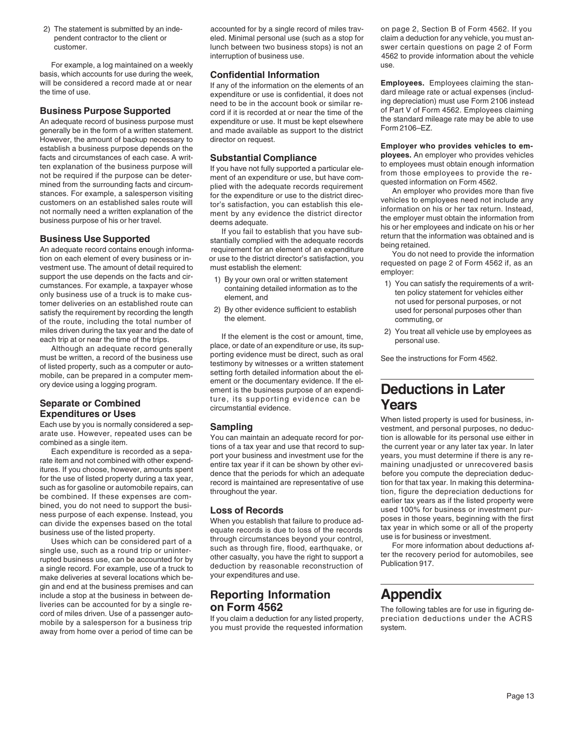2) The statement is submitted by an independent contractor to the client or customer.

For example, a log maintained on a weekly basis, which accounts for use during the week, will be considered a record made at or near the time of use.

### Business Purpose Supported

An adequate record of business purpose must generally be in the form of a written statement. However, the amount of backup necessary to establish a business purpose depends on the facts and circumstances of each case. A written explanation of the business purpose will not be required if the purpose can be determined from the surrounding facts and circumstances. For example, a salesperson visiting customers on an established sales route will not normally need a written explanation of the business purpose of his or her travel.

### Business Use Supported

An adequate record contains enough information on each element of every business or investment use. The amount of detail required to support the use depends on the facts and circumstances. For example, a taxpayer whose only business use of a truck is to make customer deliveries on an established route can satisfy the requirement by recording the length of the route, including the total number of miles driven during the tax year and the date of each trip at or near the time of the trips.

Although an adequate record generally must be written, a record of the business use of listed property, such as a computer or automobile, can be prepared in a computer memory device using a logging program.

### Separate or Combined Expenditures or Uses

Each use by you is normally considered a separate use. However, repeated uses can be combined as a single item.

Each expenditure is recorded as a separate item and not combined with other expenditures. If you choose, however, amounts spent for the use of listed property during a tax year, such as for gasoline or automobile repairs, can be combined. If these expenses are combined, you do not need to support the business purpose of each expense. Instead, you can divide the expenses based on the total business use of the listed property.

Uses which can be considered part of a single use, such as a round trip or uninterrupted business use, can be accounted for by a single record. For example, use of a truck to make deliveries at several locations which begin and end at the business premises and can include a stop at the business in between deliveries can be accounted for by a single record of miles driven. Use of a passenger automobile by a salesperson for a business trip away from home over a period of time can be accounted for by a single record of miles traveled. Minimal personal use (such as a stop for lunch between two business stops) is not an interruption of business use.

### Confidential Information

If any of the information on the elements of an expenditure or use is confidential, it does not need to be in the account book or similar record if it is recorded at or near the time of the expenditure or use. It must be kept elsewhere and made available as support to the district director on request.

### Substantial Compliance

If you have not fully supported a particular element of an expenditure or use, but have complied with the adequate records requirement for the expenditure or use to the district director's satisfaction, you can establish this element by any evidence the district director deems adequate.

If you fail to establish that you have substantially complied with the adequate records requirement for an element of an expenditure or use to the district director's satisfaction, you must establish the element:

1) By your own oral or written statement containing detailed information as to the element, and
2) By other evidence sufficient to establish the element.

If the element is the cost or amount, time, place, or date of an expenditure or use, its supporting evidence must be direct, such as oral testimony by witnesses or a written statement setting forth detailed information about the element or the documentary evidence. If the element is the business purpose of an expenditure, its supporting evidence can be circumstantial evidence.

### Sampling

You can maintain an adequate record for portions of a tax year and use that record to support your business and investment use for the entire tax year if it can be shown by other evidence that the periods for which an adequate record is maintained are representative of use throughout the year.

### Loss of Records

When you establish that failure to produce adequate records is due to loss of the records through circumstances beyond your control, such as through fire, flood, earthquake, or other casualty, you have the right to support a deduction by reasonable reconstruction of your expenditures and use.

## Reporting Information on Form 4562

If you claim a deduction for any listed property, you must provide the requested information on page 2, Section B of Form 4562. If you claim a deduction for any vehicle, you must answer certain questions on page 2 of Form 4562 to provide information about the vehicle use.

**Employees.** Employees claiming the standard mileage rate or actual expenses (including depreciation) must use Form 2106 instead of Part V of Form 4562. Employees claiming the standard mileage rate may be able to use Form 2106–EZ.

**Employer who provides vehicles to employees.** An employer who provides vehicles to employees must obtain enough information from those employees to provide the requested information on Form 4562.

An employer who provides more than five vehicles to employees need not include any information on his or her tax return. Instead, the employer must obtain the information from his or her employees and indicate on his or her return that the information was obtained and is being retained.

You do not need to provide the information requested on page 2 of Form 4562 if, as an employer:

1) You can satisfy the requirements of a written policy statement for vehicles either not used for personal purposes, or not used for personal purposes other than commuting, or
2) You treat all vehicle use by employees as personal use.

See the instructions for Form 4562.

# Deductions in Later Years

When listed property is used for business, investment, and personal purposes, no deduction is allowable for its personal use either in the current year or any later tax year. In later years, you must determine if there is any remaining unadjusted or unrecovered basis before you compute the depreciation deduction for that tax year. In making this determination, figure the depreciation deductions for earlier tax years as if the listed property were used 100% for business or investment purposes in those years, beginning with the first tax year in which some or all of the property use is for business or investment.

For more information about deductions after the recovery period for automobiles, see Publication 917.

# Appendix

The following tables are for use in figuring depreciation deductions under the ACRS system.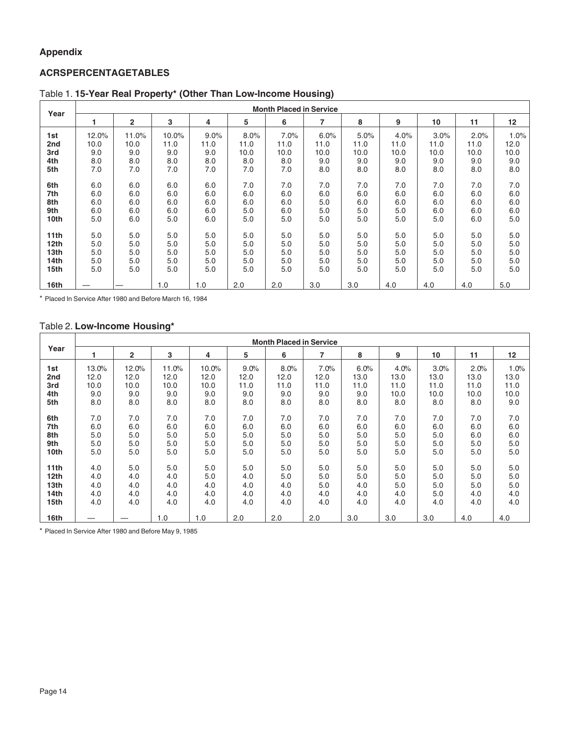**Appendix**

**ACRSPERCENTAGETABLES**

Table 1. **15-Year Real Property* (Other Than Low-Income Housing)**

| Year | Month Placed in Service | | | | | | | | | | | |
|---|---|---|---|---|---|---|---|---|---|---|---|---|
| | 1 | 2 | 3 | 4 | 5 | 6 | 7 | 8 | 9 | 10 | 11 | 12 |
| 1st | 12.0% | 11.0% | 10.0% | 9.0% | 8.0% | 7.0% | 6.0% | 5.0% | 4.0% | 3.0% | 2.0% | 1.0% |
| 2nd | 10.0 | 10.0 | 11.0 | 11.0 | 11.0 | 11.0 | 11.0 | 11.0 | 11.0 | 11.0 | 11.0 | 12.0 |
| 3rd | 9.0 | 9.0 | 9.0 | 9.0 | 10.0 | 10.0 | 10.0 | 10.0 | 10.0 | 10.0 | 10.0 | 10.0 |
| 4th | 8.0 | 8.0 | 8.0 | 8.0 | 8.0 | 8.0 | 9.0 | 9.0 | 9.0 | 9.0 | 9.0 | 9.0 |
| 5th | 7.0 | 7.0 | 7.0 | 7.0 | 7.0 | 7.0 | 8.0 | 8.0 | 8.0 | 8.0 | 8.0 | 8.0 |
| 6th | 6.0 | 6.0 | 6.0 | 6.0 | 7.0 | 7.0 | 7.0 | 7.0 | 7.0 | 7.0 | 7.0 | 7.0 |
| 7th | 6.0 | 6.0 | 6.0 | 6.0 | 6.0 | 6.0 | 6.0 | 6.0 | 6.0 | 6.0 | 6.0 | 6.0 |
| 8th | 6.0 | 6.0 | 6.0 | 6.0 | 6.0 | 6.0 | 5.0 | 6.0 | 6.0 | 6.0 | 6.0 | 6.0 |
| 9th | 6.0 | 6.0 | 6.0 | 6.0 | 5.0 | 6.0 | 5.0 | 5.0 | 5.0 | 6.0 | 6.0 | 6.0 |
| 10th | 5.0 | 6.0 | 5.0 | 6.0 | 5.0 | 5.0 | 5.0 | 5.0 | 5.0 | 5.0 | 6.0 | 5.0 |
| 11th | 5.0 | 5.0 | 5.0 | 5.0 | 5.0 | 5.0 | 5.0 | 5.0 | 5.0 | 5.0 | 5.0 | 5.0 |
| 12th | 5.0 | 5.0 | 5.0 | 5.0 | 5.0 | 5.0 | 5.0 | 5.0 | 5.0 | 5.0 | 5.0 | 5.0 |
| 13th | 5.0 | 5.0 | 5.0 | 5.0 | 5.0 | 5.0 | 5.0 | 5.0 | 5.0 | 5.0 | 5.0 | 5.0 |
| 14th | 5.0 | 5.0 | 5.0 | 5.0 | 5.0 | 5.0 | 5.0 | 5.0 | 5.0 | 5.0 | 5.0 | 5.0 |
| 15th | 5.0 | 5.0 | 5.0 | 5.0 | 5.0 | 5.0 | 5.0 | 5.0 | 5.0 | 5.0 | 5.0 | 5.0 |
| 16th | — | — | 1.0 | 1.0 | 2.0 | 2.0 | 3.0 | 3.0 | 4.0 | 4.0 | 4.0 | 5.0 |

* Placed In Service After 1980 and Before March 16, 1984

Table 2. **Low-Income Housing***

| Year | Month Placed in Service | | | | | | | | | | | |
|---|---|---|---|---|---|---|---|---|---|---|---|---|
| | 1 | 2 | 3 | 4 | 5 | 6 | 7 | 8 | 9 | 10 | 11 | 12 |
| 1st | 13.0% | 12.0% | 11.0% | 10.0% | 9.0% | 8.0% | 7.0% | 6.0% | 4.0% | 3.0% | 2.0% | 1.0% |
| 2nd | 12.0 | 12.0 | 12.0 | 12.0 | 12.0 | 12.0 | 12.0 | 13.0 | 13.0 | 13.0 | 13.0 | 13.0 |
| 3rd | 10.0 | 10.0 | 10.0 | 10.0 | 11.0 | 11.0 | 11.0 | 11.0 | 11.0 | 11.0 | 11.0 | 11.0 |
| 4th | 9.0 | 9.0 | 9.0 | 9.0 | 9.0 | 9.0 | 9.0 | 9.0 | 10.0 | 10.0 | 10.0 | 10.0 |
| 5th | 8.0 | 8.0 | 8.0 | 8.0 | 8.0 | 8.0 | 8.0 | 8.0 | 8.0 | 8.0 | 8.0 | 9.0 |
| 6th | 7.0 | 7.0 | 7.0 | 7.0 | 7.0 | 7.0 | 7.0 | 7.0 | 7.0 | 7.0 | 7.0 | 7.0 |
| 7th | 6.0 | 6.0 | 6.0 | 6.0 | 6.0 | 6.0 | 6.0 | 6.0 | 6.0 | 6.0 | 6.0 | 6.0 |
| 8th | 5.0 | 5.0 | 5.0 | 5.0 | 5.0 | 5.0 | 5.0 | 5.0 | 5.0 | 5.0 | 6.0 | 6.0 |
| 9th | 5.0 | 5.0 | 5.0 | 5.0 | 5.0 | 5.0 | 5.0 | 5.0 | 5.0 | 5.0 | 5.0 | 5.0 |
| 10th | 5.0 | 5.0 | 5.0 | 5.0 | 5.0 | 5.0 | 5.0 | 5.0 | 5.0 | 5.0 | 5.0 | 5.0 |
| 11th | 4.0 | 5.0 | 5.0 | 5.0 | 5.0 | 5.0 | 5.0 | 5.0 | 5.0 | 5.0 | 5.0 | 5.0 |
| 12th | 4.0 | 4.0 | 4.0 | 5.0 | 4.0 | 5.0 | 5.0 | 5.0 | 5.0 | 5.0 | 5.0 | 5.0 |
| 13th | 4.0 | 4.0 | 4.0 | 4.0 | 4.0 | 4.0 | 5.0 | 4.0 | 5.0 | 5.0 | 5.0 | 5.0 |
| 14th | 4.0 | 4.0 | 4.0 | 4.0 | 4.0 | 4.0 | 4.0 | 4.0 | 4.0 | 5.0 | 4.0 | 4.0 |
| 15th | 4.0 | 4.0 | 4.0 | 4.0 | 4.0 | 4.0 | 4.0 | 4.0 | 4.0 | 4.0 | 4.0 | 4.0 |
| 16th | — | — | 1.0 | 1.0 | 2.0 | 2.0 | 2.0 | 3.0 | 3.0 | 3.0 | 4.0 | 4.0 |

* Placed In Service After 1980 and Before May 9, 1985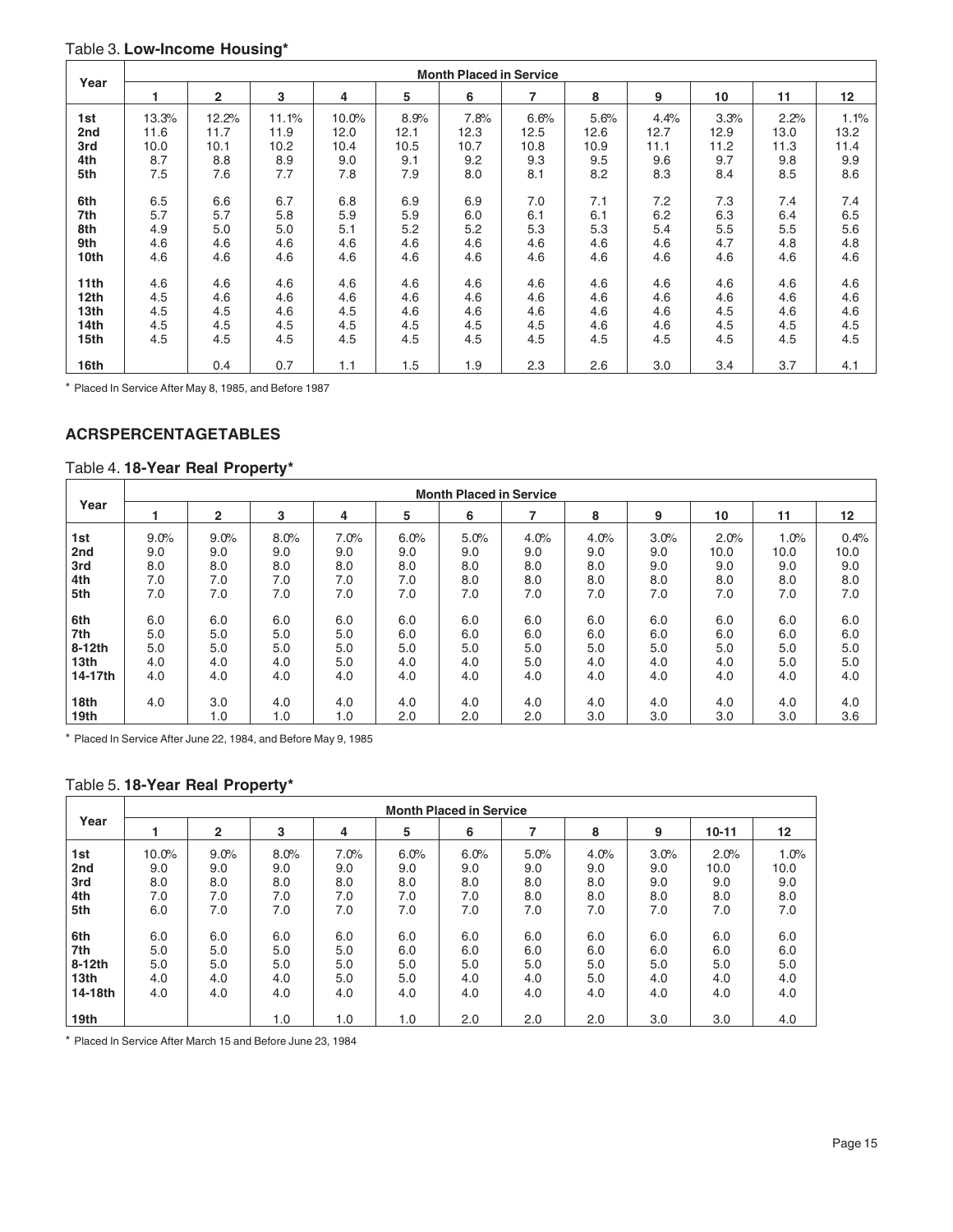Table 3. **Low-Income Housing***

| Year | Month Placed in Service | | | | | | | | | | | |
|---|---|---|---|---|---|---|---|---|---|---|---|---|
| | 1 | 2 | 3 | 4 | 5 | 6 | 7 | 8 | 9 | 10 | 11 | 12 |
| 1st | 13.3% | 12.2% | 11.1% | 10.0% | 8.9% | 7.8% | 6.6% | 5.6% | 4.4% | 3.3% | 2.2% | 1.1% |
| 2nd | 11.6 | 11.7 | 11.9 | 12.0 | 12.1 | 12.3 | 12.5 | 12.6 | 12.7 | 12.9 | 13.0 | 13.2 |
| 3rd | 10.0 | 10.1 | 10.2 | 10.4 | 10.5 | 10.7 | 10.8 | 10.9 | 11.1 | 11.2 | 11.3 | 11.4 |
| 4th | 8.7 | 8.8 | 8.9 | 9.0 | 9.1 | 9.2 | 9.3 | 9.5 | 9.6 | 9.7 | 9.8 | 9.9 |
| 5th | 7.5 | 7.6 | 7.7 | 7.8 | 7.9 | 8.0 | 8.1 | 8.2 | 8.3 | 8.4 | 8.5 | 8.6 |
| 6th | 6.5 | 6.6 | 6.7 | 6.8 | 6.9 | 6.9 | 7.0 | 7.1 | 7.2 | 7.3 | 7.4 | 7.4 |
| 7th | 5.7 | 5.7 | 5.8 | 5.9 | 5.9 | 6.0 | 6.1 | 6.1 | 6.2 | 6.3 | 6.4 | 6.5 |
| 8th | 4.9 | 5.0 | 5.0 | 5.1 | 5.2 | 5.2 | 5.3 | 5.3 | 5.4 | 5.5 | 5.5 | 5.6 |
| 9th | 4.6 | 4.6 | 4.6 | 4.6 | 4.6 | 4.6 | 4.6 | 4.6 | 4.6 | 4.7 | 4.8 | 4.8 |
| 10th | 4.6 | 4.6 | 4.6 | 4.6 | 4.6 | 4.6 | 4.6 | 4.6 | 4.6 | 4.6 | 4.6 | 4.6 |
| 11th | 4.6 | 4.6 | 4.6 | 4.6 | 4.6 | 4.6 | 4.6 | 4.6 | 4.6 | 4.6 | 4.6 | 4.6 |
| 12th | 4.5 | 4.6 | 4.6 | 4.6 | 4.6 | 4.6 | 4.6 | 4.6 | 4.6 | 4.6 | 4.6 | 4.6 |
| 13th | 4.5 | 4.5 | 4.6 | 4.5 | 4.6 | 4.6 | 4.6 | 4.6 | 4.6 | 4.5 | 4.6 | 4.6 |
| 14th | 4.5 | 4.5 | 4.5 | 4.5 | 4.5 | 4.5 | 4.5 | 4.6 | 4.6 | 4.5 | 4.5 | 4.5 |
| 15th | 4.5 | 4.5 | 4.5 | 4.5 | 4.5 | 4.5 | 4.5 | 4.5 | 4.5 | 4.5 | 4.5 | 4.5 |
| 16th | | 0.4 | 0.7 | 1.1 | 1.5 | 1.9 | 2.3 | 2.6 | 3.0 | 3.4 | 3.7 | 4.1 |

* Placed In Service After May 8, 1985, and Before 1987

## ACRSPERCENTAGETABLES

Table 4. **18-Year Real Property***

| Year | Month Placed in Service | | | | | | | | | | | |
|---|---|---|---|---|---|---|---|---|---|---|---|---|
| | 1 | 2 | 3 | 4 | 5 | 6 | 7 | 8 | 9 | 10 | 11 | 12 |
| 1st | 9.0% | 9.0% | 8.0% | 7.0% | 6.0% | 5.0% | 4.0% | 4.0% | 3.0% | 2.0% | 1.0% | 0.4% |
| 2nd | 9.0 | 9.0 | 9.0 | 9.0 | 9.0 | 9.0 | 9.0 | 9.0 | 9.0 | 10.0 | 10.0 | 10.0 |
| 3rd | 8.0 | 8.0 | 8.0 | 8.0 | 8.0 | 8.0 | 8.0 | 8.0 | 9.0 | 9.0 | 9.0 | 9.0 |
| 4th | 7.0 | 7.0 | 7.0 | 7.0 | 7.0 | 8.0 | 8.0 | 8.0 | 8.0 | 8.0 | 8.0 | 8.0 |
| 5th | 7.0 | 7.0 | 7.0 | 7.0 | 7.0 | 7.0 | 7.0 | 7.0 | 7.0 | 7.0 | 7.0 | 7.0 |
| 6th | 6.0 | 6.0 | 6.0 | 6.0 | 6.0 | 6.0 | 6.0 | 6.0 | 6.0 | 6.0 | 6.0 | 6.0 |
| 7th | 5.0 | 5.0 | 5.0 | 5.0 | 6.0 | 6.0 | 6.0 | 6.0 | 6.0 | 6.0 | 6.0 | 6.0 |
| 8-12th | 5.0 | 5.0 | 5.0 | 5.0 | 5.0 | 5.0 | 5.0 | 5.0 | 5.0 | 5.0 | 5.0 | 5.0 |
| 13th | 4.0 | 4.0 | 4.0 | 5.0 | 4.0 | 4.0 | 5.0 | 4.0 | 4.0 | 4.0 | 5.0 | 5.0 |
| 14-17th | 4.0 | 4.0 | 4.0 | 4.0 | 4.0 | 4.0 | 4.0 | 4.0 | 4.0 | 4.0 | 4.0 | 4.0 |
| 18th | 4.0 | 3.0 | 4.0 | 4.0 | 4.0 | 4.0 | 4.0 | 4.0 | 4.0 | 4.0 | 4.0 | 4.0 |
| 19th | | 1.0 | 1.0 | 1.0 | 2.0 | 2.0 | 2.0 | 3.0 | 3.0 | 3.0 | 3.0 | 3.6 |

* Placed In Service After June 22, 1984, and Before May 9, 1985

Table 5. **18-Year Real Property***

| Year | Month Placed in Service | | | | | | | | | | |
|---|---|---|---|---|---|---|---|---|---|---|---|
| | 1 | 2 | 3 | 4 | 5 | 6 | 7 | 8 | 9 | 10-11 | 12 |
| 1st | 10.0% | 9.0% | 8.0% | 7.0% | 6.0% | 6.0% | 5.0% | 4.0% | 3.0% | 2.0% | 1.0% |
| 2nd | 9.0 | 9.0 | 9.0 | 9.0 | 9.0 | 9.0 | 9.0 | 9.0 | 9.0 | 10.0 | 10.0 |
| 3rd | 8.0 | 8.0 | 8.0 | 8.0 | 8.0 | 8.0 | 8.0 | 8.0 | 9.0 | 9.0 | 9.0 |
| 4th | 7.0 | 7.0 | 7.0 | 7.0 | 7.0 | 7.0 | 8.0 | 8.0 | 8.0 | 8.0 | 8.0 |
| 5th | 6.0 | 7.0 | 7.0 | 7.0 | 7.0 | 7.0 | 7.0 | 7.0 | 7.0 | 7.0 | 7.0 |
| 6th | 6.0 | 6.0 | 6.0 | 6.0 | 6.0 | 6.0 | 6.0 | 6.0 | 6.0 | 6.0 | 6.0 |
| 7th | 5.0 | 5.0 | 5.0 | 5.0 | 6.0 | 6.0 | 6.0 | 6.0 | 6.0 | 6.0 | 6.0 |
| 8-12th | 5.0 | 5.0 | 5.0 | 5.0 | 5.0 | 5.0 | 5.0 | 5.0 | 5.0 | 5.0 | 5.0 |
| 13th | 4.0 | 4.0 | 4.0 | 5.0 | 5.0 | 4.0 | 4.0 | 5.0 | 4.0 | 4.0 | 4.0 |
| 14-18th | 4.0 | 4.0 | 4.0 | 4.0 | 4.0 | 4.0 | 4.0 | 4.0 | 4.0 | 4.0 | 4.0 |
| 19th | | | 1.0 | 1.0 | 1.0 | 2.0 | 2.0 | 2.0 | 3.0 | 3.0 | 4.0 |

* Placed In Service After March 15 and Before June 23, 1984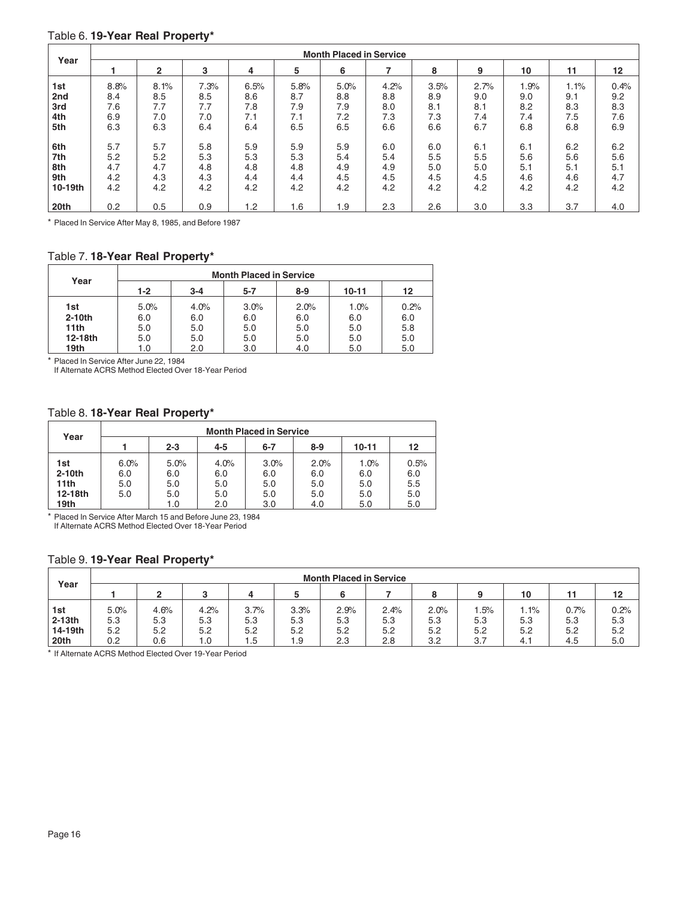Table 6. **19-Year Real Property***

| Year | Month Placed in Service | | | | | | | | | | | |
|---|---|---|---|---|---|---|---|---|---|---|---|---|
| | 1 | 2 | 3 | 4 | 5 | 6 | 7 | 8 | 9 | 10 | 11 | 12 |
| 1st | 8.8% | 8.1% | 7.3% | 6.5% | 5.8% | 5.0% | 4.2% | 3.5% | 2.7% | 1.9% | 1.1% | 0.4% |
| 2nd | 8.4 | 8.5 | 8.5 | 8.6 | 8.7 | 8.8 | 8.8 | 8.9 | 9.0 | 9.0 | 9.1 | 9.2 |
| 3rd | 7.6 | 7.7 | 7.7 | 7.8 | 7.9 | 7.9 | 8.0 | 8.1 | 8.1 | 8.2 | 8.3 | 8.3 |
| 4th | 6.9 | 7.0 | 7.0 | 7.1 | 7.1 | 7.2 | 7.3 | 7.3 | 7.4 | 7.4 | 7.5 | 7.6 |
| 5th | 6.3 | 6.3 | 6.4 | 6.4 | 6.5 | 6.5 | 6.6 | 6.6 | 6.7 | 6.8 | 6.8 | 6.9 |
| 6th | 5.7 | 5.7 | 5.8 | 5.9 | 5.9 | 5.9 | 6.0 | 6.0 | 6.1 | 6.1 | 6.2 | 6.2 |
| 7th | 5.2 | 5.2 | 5.3 | 5.3 | 5.3 | 5.4 | 5.4 | 5.5 | 5.5 | 5.6 | 5.6 | 5.6 |
| 8th | 4.7 | 4.7 | 4.8 | 4.8 | 4.8 | 4.9 | 4.9 | 5.0 | 5.0 | 5.1 | 5.1 | 5.1 |
| 9th | 4.2 | 4.3 | 4.3 | 4.4 | 4.4 | 4.5 | 4.5 | 4.5 | 4.5 | 4.6 | 4.6 | 4.7 |
| 10-19th | 4.2 | 4.2 | 4.2 | 4.2 | 4.2 | 4.2 | 4.2 | 4.2 | 4.2 | 4.2 | 4.2 | 4.2 |
| 20th | 0.2 | 0.5 | 0.9 | 1.2 | 1.6 | 1.9 | 2.3 | 2.6 | 3.0 | 3.3 | 3.7 | 4.0 |

* Placed In Service After May 8, 1985, and Before 1987

Table 7. **18-Year Real Property***

| Year | Month Placed in Service | | | | | |
|---|---|---|---|---|---|---|
| | 1-2 | 3-4 | 5-7 | 8-9 | 10-11 | 12 |
| 1st | 5.0% | 4.0% | 3.0% | 2.0% | 1.0% | 0.2% |
| 2-10th | 6.0 | 6.0 | 6.0 | 6.0 | 6.0 | 6.0 |
| 11th | 5.0 | 5.0 | 5.0 | 5.0 | 5.0 | 5.8 |
| 12-18th | 5.0 | 5.0 | 5.0 | 5.0 | 5.0 | 5.0 |
| 19th | 1.0 | 2.0 | 3.0 | 4.0 | 5.0 | 5.0 |

* Placed In Service After June 22, 1984
If Alternate ACRS Method Elected Over 18-Year Period

Table 8. **18-Year Real Property***

| Year | Month Placed in Service | | | | | | |
|---|---|---|---|---|---|---|---|
| | 1 | 2-3 | 4-5 | 6-7 | 8-9 | 10-11 | 12 |
| 1st | 6.0% | 5.0% | 4.0% | 3.0% | 2.0% | 1.0% | 0.5% |
| 2-10th | 6.0 | 6.0 | 6.0 | 6.0 | 6.0 | 6.0 | 6.0 |
| 11th | 5.0 | 5.0 | 5.0 | 5.0 | 5.0 | 5.0 | 5.5 |
| 12-18th | 5.0 | 5.0 | 5.0 | 5.0 | 5.0 | 5.0 | 5.0 |
| 19th | | 1.0 | 2.0 | 3.0 | 4.0 | 5.0 | 5.0 |

* Placed In Service After March 15 and Before June 23, 1984
If Alternate ACRS Method Elected Over 18-Year Period

Table 9. **19-Year Real Property***

| Year | Month Placed in Service | | | | | | | | | | | |
|---|---|---|---|---|---|---|---|---|---|---|---|---|
| | 1 | 2 | 3 | 4 | 5 | 6 | 7 | 8 | 9 | 10 | 11 | 12 |
| 1st | 5.0% | 4.6% | 4.2% | 3.7% | 3.3% | 2.9% | 2.4% | 2.0% | 1.5% | 1.1% | 0.7% | 0.2% |
| 2-13th | 5.3 | 5.3 | 5.3 | 5.3 | 5.3 | 5.3 | 5.3 | 5.3 | 5.3 | 5.3 | 5.3 | 5.3 |
| 14-19th | 5.2 | 5.2 | 5.2 | 5.2 | 5.2 | 5.2 | 5.2 | 5.2 | 5.2 | 5.2 | 5.2 | 5.2 |
| 20th | 0.2 | 0.6 | 1.0 | 1.5 | 1.9 | 2.3 | 2.8 | 3.2 | 3.7 | 4.1 | 4.5 | 5.0 |

* If Alternate ACRS Method Elected Over 19-Year Period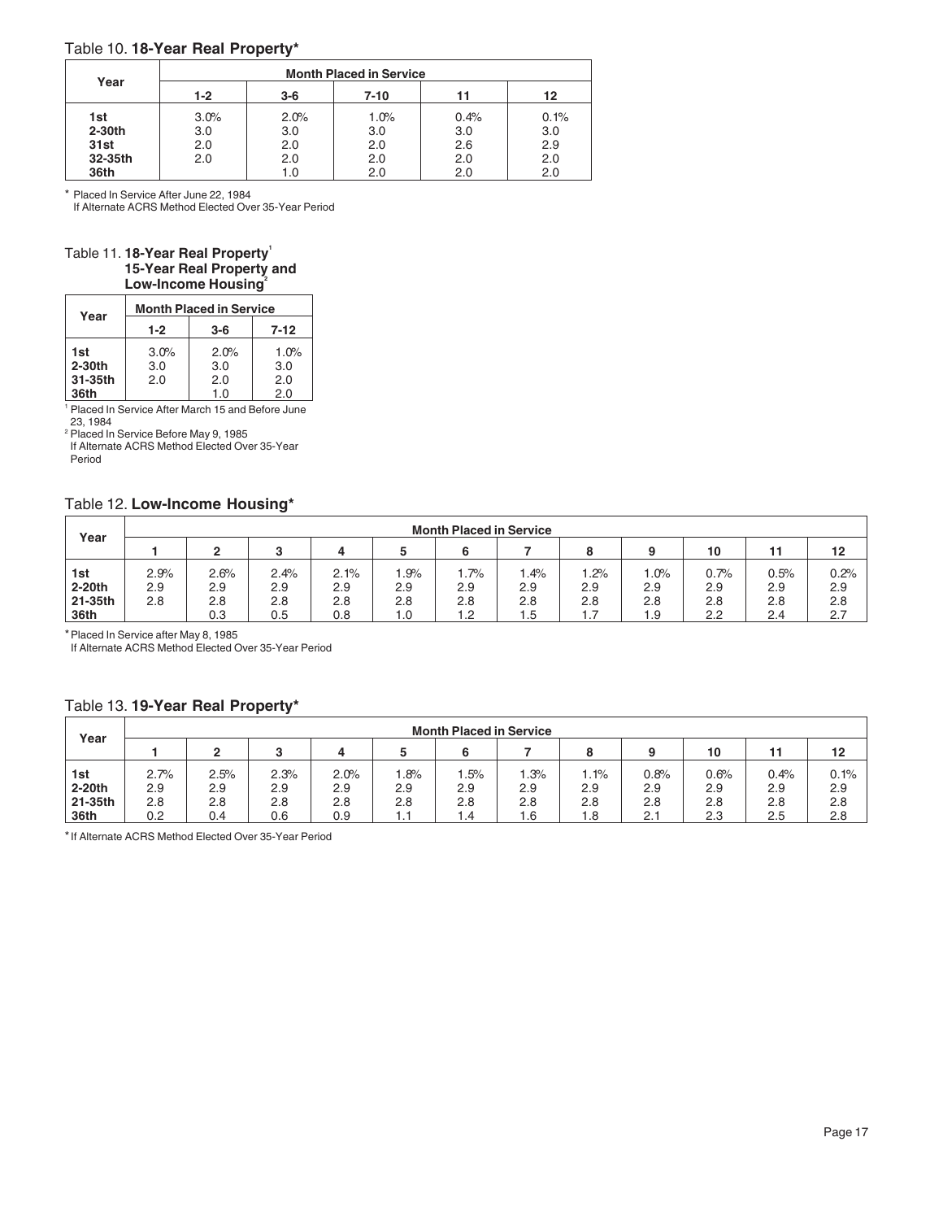Table 10. **18-Year Real Property***

| Year | Month Placed in Service | | | | |
|---|---|---|---|---|---|
| | 1-2 | 3-6 | 7-10 | 11 | 12 |
| **1st** | 3.0% | 2.0% | 1.0% | 0.4% | 0.1% |
| **2-30th** | 3.0 | 3.0 | 3.0 | 3.0 | 3.0 |
| **31st** | 2.0 | 2.0 | 2.0 | 2.6 | 2.9 |
| **32-35th** | 2.0 | 2.0 | 2.0 | 2.0 | 2.0 |
| **36th** | | 1.0 | 2.0 | 2.0 | 2.0 |

* Placed In Service After June 22, 1984
If Alternate ACRS Method Elected Over 35-Year Period

Table 11. **18-Year Real Property**[1] **15-Year Real Property and Low-Income Housing**[2]

| Year | Month Placed in Service | | |
|---|---|---|---|
| | 1-2 | 3-6 | 7-12 |
| **1st** | 3.0% | 2.0% | 1.0% |
| **2-30th** | 3.0 | 3.0 | 3.0 |
| **31-35th** | 2.0 | 2.0 | 2.0 |
| **36th** | | 1.0 | 2.0 |

[1] Placed In Service After March 15 and Before June 23, 1984
[2] Placed In Service Before May 9, 1985
If Alternate ACRS Method Elected Over 35-Year Period

Table 12. **Low-Income Housing***

| Year | Month Placed in Service | | | | | | | | | | | |
|---|---|---|---|---|---|---|---|---|---|---|---|---|
| | 1 | 2 | 3 | 4 | 5 | 6 | 7 | 8 | 9 | 10 | 11 | 12 |
| **1st** | 2.9% | 2.6% | 2.4% | 2.1% | 1.9% | 1.7% | 1.4% | 1.2% | 1.0% | 0.7% | 0.5% | 0.2% |
| **2-20th** | 2.9 | 2.9 | 2.9 | 2.9 | 2.9 | 2.9 | 2.9 | 2.9 | 2.9 | 2.9 | 2.9 | 2.9 |
| **21-35th** | 2.8 | 2.8 | 2.8 | 2.8 | 2.8 | 2.8 | 2.8 | 2.8 | 2.8 | 2.8 | 2.8 | 2.8 |
| **36th** | | 0.3 | 0.5 | 0.8 | 1.0 | 1.2 | 1.5 | 1.7 | 1.9 | 2.2 | 2.4 | 2.7 |

* Placed In Service after May 8, 1985
If Alternate ACRS Method Elected Over 35-Year Period

Table 13. **19-Year Real Property***

| Year | Month Placed in Service | | | | | | | | | | | |
|---|---|---|---|---|---|---|---|---|---|---|---|---|
| | 1 | 2 | 3 | 4 | 5 | 6 | 7 | 8 | 9 | 10 | 11 | 12 |
| **1st** | 2.7% | 2.5% | 2.3% | 2.0% | 1.8% | 1.5% | 1.3% | 1.1% | 0.8% | 0.6% | 0.4% | 0.1% |
| **2-20th** | 2.9 | 2.9 | 2.9 | 2.9 | 2.9 | 2.9 | 2.9 | 2.9 | 2.9 | 2.9 | 2.9 | 2.9 |
| **21-35th** | 2.8 | 2.8 | 2.8 | 2.8 | 2.8 | 2.8 | 2.8 | 2.8 | 2.8 | 2.8 | 2.8 | 2.8 |
| **36th** | 0.2 | 0.4 | 0.6 | 0.9 | 1.1 | 1.4 | 1.6 | 1.8 | 2.1 | 2.3 | 2.5 | 2.8 |

* If Alternate ACRS Method Elected Over 35-Year Period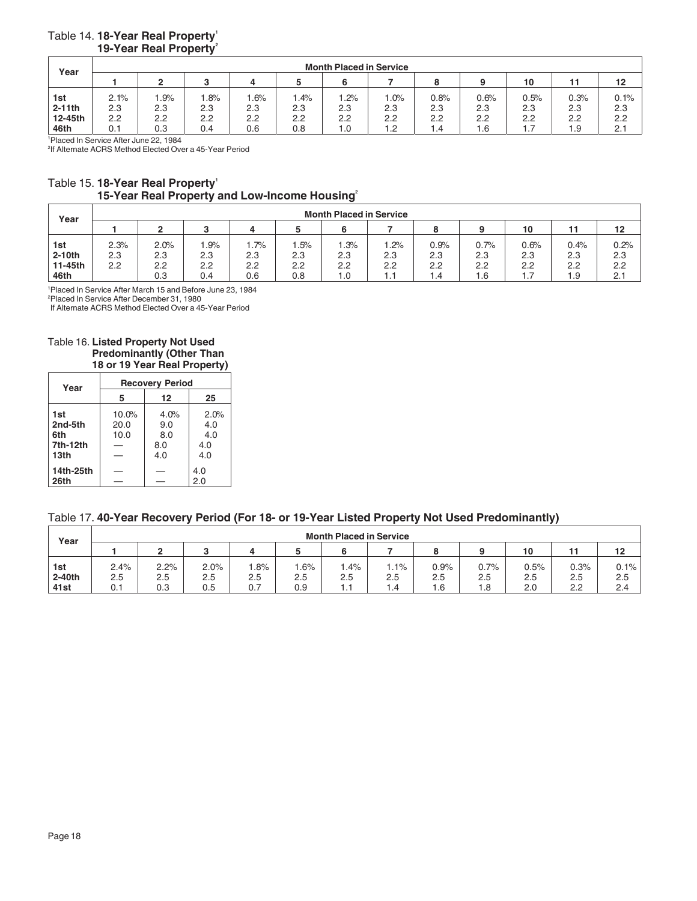Table 14. **18-Year Real Property**[1]
**19-Year Real Property**[2]

| Year | Month Placed in Service | | | | | | | | | | | |
|---|---|---|---|---|---|---|---|---|---|---|---|---|
| | 1 | 2 | 3 | 4 | 5 | 6 | 7 | 8 | 9 | 10 | 11 | 12 |
| **1st** | 2.1% | 1.9% | 1.8% | 1.6% | 1.4% | 1.2% | 1.0% | 0.8% | 0.6% | 0.5% | 0.3% | 0.1% |
| **2-11th** | 2.3 | 2.3 | 2.3 | 2.3 | 2.3 | 2.3 | 2.3 | 2.3 | 2.3 | 2.3 | 2.3 | 2.3 |
| **12-45th** | 2.2 | 2.2 | 2.2 | 2.2 | 2.2 | 2.2 | 2.2 | 2.2 | 2.2 | 2.2 | 2.2 | 2.2 |
| **46th** | 0.1 | 0.3 | 0.4 | 0.6 | 0.8 | 1.0 | 1.2 | 1.4 | 1.6 | 1.7 | 1.9 | 2.1 |

[1]Placed In Service After June 22, 1984
[2]If Alternate ACRS Method Elected Over a 45-Year Period

Table 15. **18-Year Real Property**[1]
**15-Year Real Property and Low-Income Housing**[2]

| Year | Month Placed in Service | | | | | | | | | | | |
|---|---|---|---|---|---|---|---|---|---|---|---|---|
| | 1 | 2 | 3 | 4 | 5 | 6 | 7 | 8 | 9 | 10 | 11 | 12 |
| **1st** | 2.3% | 2.0% | 1.9% | 1.7% | 1.5% | 1.3% | 1.2% | 0.9% | 0.7% | 0.6% | 0.4% | 0.2% |
| **2-10th** | 2.3 | 2.3 | 2.3 | 2.3 | 2.3 | 2.3 | 2.3 | 2.3 | 2.3 | 2.3 | 2.3 | 2.3 |
| **11-45th** | 2.2 | 2.2 | 2.2 | 2.2 | 2.2 | 2.2 | 2.2 | 2.2 | 2.2 | 2.2 | 2.2 | 2.2 |
| **46th** | | 0.3 | 0.4 | 0.6 | 0.8 | 1.0 | 1.1 | 1.4 | 1.6 | 1.7 | 1.9 | 2.1 |

[1]Placed In Service After March 15 and Before June 23, 1984
[2]Placed In Service After December 31, 1980
If Alternate ACRS Method Elected Over a 45-Year Period

Table 16. **Listed Property Not Used Predominantly (Other Than 18 or 19 Year Real Property)**

| Year | Recovery Period | | |
|---|---|---|---|
| | 5 | 12 | 25 |
| **1st** | 10.0% | 4.0% | 2.0% |
| **2nd-5th** | 20.0 | 9.0 | 4.0 |
| **6th** | 10.0 | 8.0 | 4.0 |
| **7th-12th** | — | 8.0 | 4.0 |
| **13th** | — | 4.0 | 4.0 |
| **14th-25th** | — | — | 4.0 |
| **26th** | — | — | 2.0 |

Table 17. **40-Year Recovery Period (For 18- or 19-Year Listed Property Not Used Predominantly)**

| Year | Month Placed in Service | | | | | | | | | | | |
|---|---|---|---|---|---|---|---|---|---|---|---|---|
| | 1 | 2 | 3 | 4 | 5 | 6 | 7 | 8 | 9 | 10 | 11 | 12 |
| **1st** | 2.4% | 2.2% | 2.0% | 1.8% | 1.6% | 1.4% | 1.1% | 0.9% | 0.7% | 0.5% | 0.3% | 0.1% |
| **2-40th** | 2.5 | 2.5 | 2.5 | 2.5 | 2.5 | 2.5 | 2.5 | 2.5 | 2.5 | 2.5 | 2.5 | 2.5 |
| **41st** | 0.1 | 0.3 | 0.5 | 0.7 | 0.9 | 1.1 | 1.4 | 1.6 | 1.8 | 2.0 | 2.2 | 2.4 |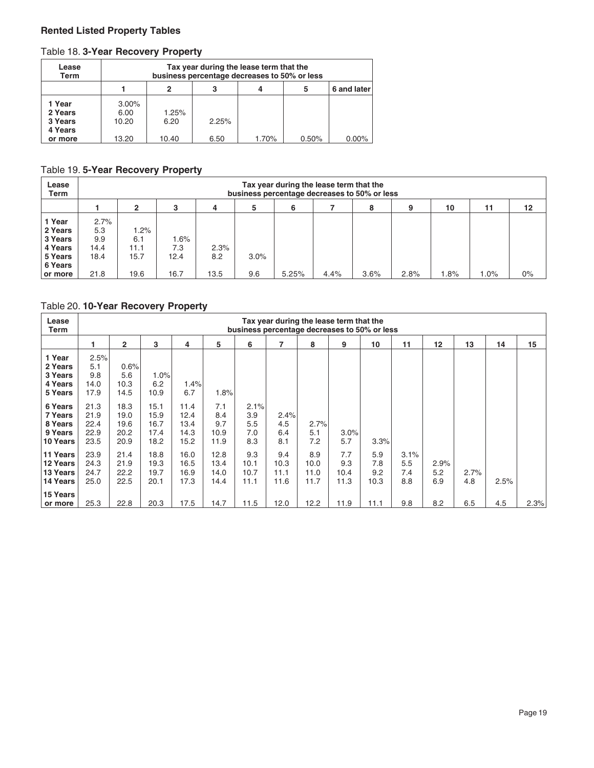## Rented Listed Property Tables

### Table 18. 3-Year Recovery Property

| Lease Term | Tax year during the lease term that the business percentage decreases to 50% or less | | | | | |
|---|---|---|---|---|---|---|
| | 1 | 2 | 3 | 4 | 5 | 6 and later |
| 1 Year | 3.00% | | | | | |
| 2 Years | 6.00 | 1.25% | | | | |
| 3 Years | 10.20 | 6.20 | 2.25% | | | |
| 4 Years or more | 13.20 | 10.40 | 6.50 | 1.70% | 0.50% | 0.00% |

### Table 19. 5-Year Recovery Property

| Lease Term | Tax year during the lease term that the business percentage decreases to 50% or less | | | | | | | | | | | |
|---|---|---|---|---|---|---|---|---|---|---|---|---|
| | 1 | 2 | 3 | 4 | 5 | 6 | 7 | 8 | 9 | 10 | 11 | 12 |
| 1 Year | 2.7% | | | | | | | | | | | |
| 2 Years | 5.3 | 1.2% | | | | | | | | | | |
| 3 Years | 9.9 | 6.1 | 1.6% | | | | | | | | | |
| 4 Years | 14.4 | 11.1 | 7.3 | 2.3% | | | | | | | | |
| 5 Years | 18.4 | 15.7 | 12.4 | 8.2 | 3.0% | | | | | | | |
| 6 Years or more | 21.8 | 19.6 | 16.7 | 13.5 | 9.6 | 5.25% | 4.4% | 3.6% | 2.8% | 1.8% | 1.0% | 0% |

### Table 20. 10-Year Recovery Property

| Lease Term | Tax year during the lease term that the business percentage decreases to 50% or less | | | | | | | | | | | | | | |
|---|---|---|---|---|---|---|---|---|---|---|---|---|---|---|---|
| | 1 | 2 | 3 | 4 | 5 | 6 | 7 | 8 | 9 | 10 | 11 | 12 | 13 | 14 | 15 |
| 1 Year | 2.5% | | | | | | | | | | | | | | |
| 2 Years | 5.1 | 0.6% | | | | | | | | | | | | | |
| 3 Years | 9.8 | 5.6 | 1.0% | | | | | | | | | | | | |
| 4 Years | 14.0 | 10.3 | 6.2 | 1.4% | | | | | | | | | | | |
| 5 Years | 17.9 | 14.5 | 10.9 | 6.7 | 1.8% | | | | | | | | | | |
| 6 Years | 21.3 | 18.3 | 15.1 | 11.4 | 7.1 | 2.1% | | | | | | | | | |
| 7 Years | 21.9 | 19.0 | 15.9 | 12.4 | 8.4 | 3.9 | 2.4% | | | | | | | | |
| 8 Years | 22.4 | 19.6 | 16.7 | 13.4 | 9.7 | 5.5 | 4.5 | 2.7% | | | | | | | |
| 9 Years | 22.9 | 20.2 | 17.4 | 14.3 | 10.9 | 7.0 | 6.4 | 5.1 | 3.0% | | | | | | |
| 10 Years | 23.5 | 20.9 | 18.2 | 15.2 | 11.9 | 8.3 | 8.1 | 7.2 | 5.7 | 3.3% | | | | | |
| 11 Years | 23.9 | 21.4 | 18.8 | 16.0 | 12.8 | 9.3 | 9.4 | 8.9 | 7.7 | 5.9 | 3.1% | | | | |
| 12 Years | 24.3 | 21.9 | 19.3 | 16.5 | 13.4 | 10.1 | 10.3 | 10.0 | 9.3 | 7.8 | 5.5 | 2.9% | | | |
| 13 Years | 24.7 | 22.2 | 19.7 | 16.9 | 14.0 | 10.7 | 11.1 | 11.0 | 10.4 | 9.2 | 7.4 | 5.2 | 2.7% | | |
| 14 Years | 25.0 | 22.5 | 20.1 | 17.3 | 14.4 | 11.1 | 11.6 | 11.7 | 11.3 | 10.3 | 8.8 | 6.9 | 4.8 | 2.5% | |
| 15 Years or more | 25.3 | 22.8 | 20.3 | 17.5 | 14.7 | 11.5 | 12.0 | 12.2 | 11.9 | 11.1 | 9.8 | 8.2 | 6.5 | 4.5 | 2.3% |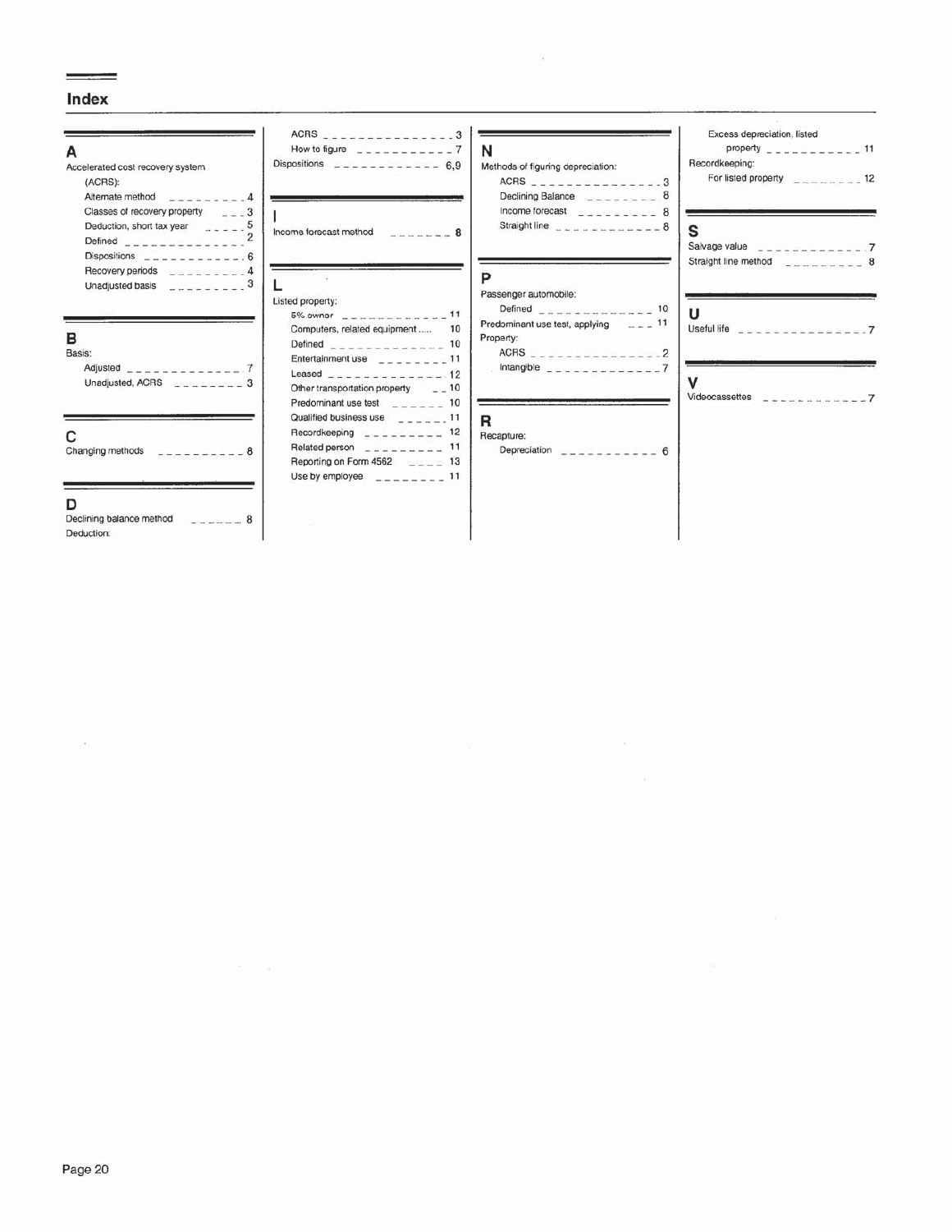# Index

## A

Accelerated cost recovery system (ACRS):
- Alternate method ........ 4
- Classes of recovery property ... 3
- Deduction, short tax year ..... 5
- Defined ............ 2
- Dispositions ........... 6
- Recovery periods ........ 4
- Unadjusted basis ........ 3

## B

Basis:
- Adjusted ............ 7
- Unadjusted, ACRS ........ 3

## C

Changing methods ......... 8

## D

Declining balance method ...... 8

Deduction:
- ACRS ............... 3
- How to figure ........... 7

Dispositions ............ 6,9

## I

Income forecast method ...... 8

## L

Listed property:
- 5% owner ........... 11
- Computers, related equipment..... 10
- Defined ............ 10
- Entertainment use ....... 11
- Leased ............ 12
- Other transportation property .. 10
- Predominant use test ...... 10
- Qualified business use ..... 11
- Recordkeeping ......... 12
- Related person ......... 11
- Reporting on Form 4562 .... 13
- Use by employee ........ 11

## N

Methods of figuring depreciation:
- ACRS .............. 3
- Declining Balance ....... 8
- Income forecast ........ 8
- Straight line .......... 8

## P

Passenger automobile:
- Defined ............ 10

Predominant use test, applying ... 11

Property:
- ACRS .............. 2
- Intangible ........... 7

## R

Recapture:
- Depreciation .......... 6
- Excess depreciation, listed property .......... 11

Recordkeeping:
- For listed property ....... 12

## S

Salvage value ........... 7

Straight line method ........ 8

## U

Useful life ............. 7

## V

Videocassettes ........... 7